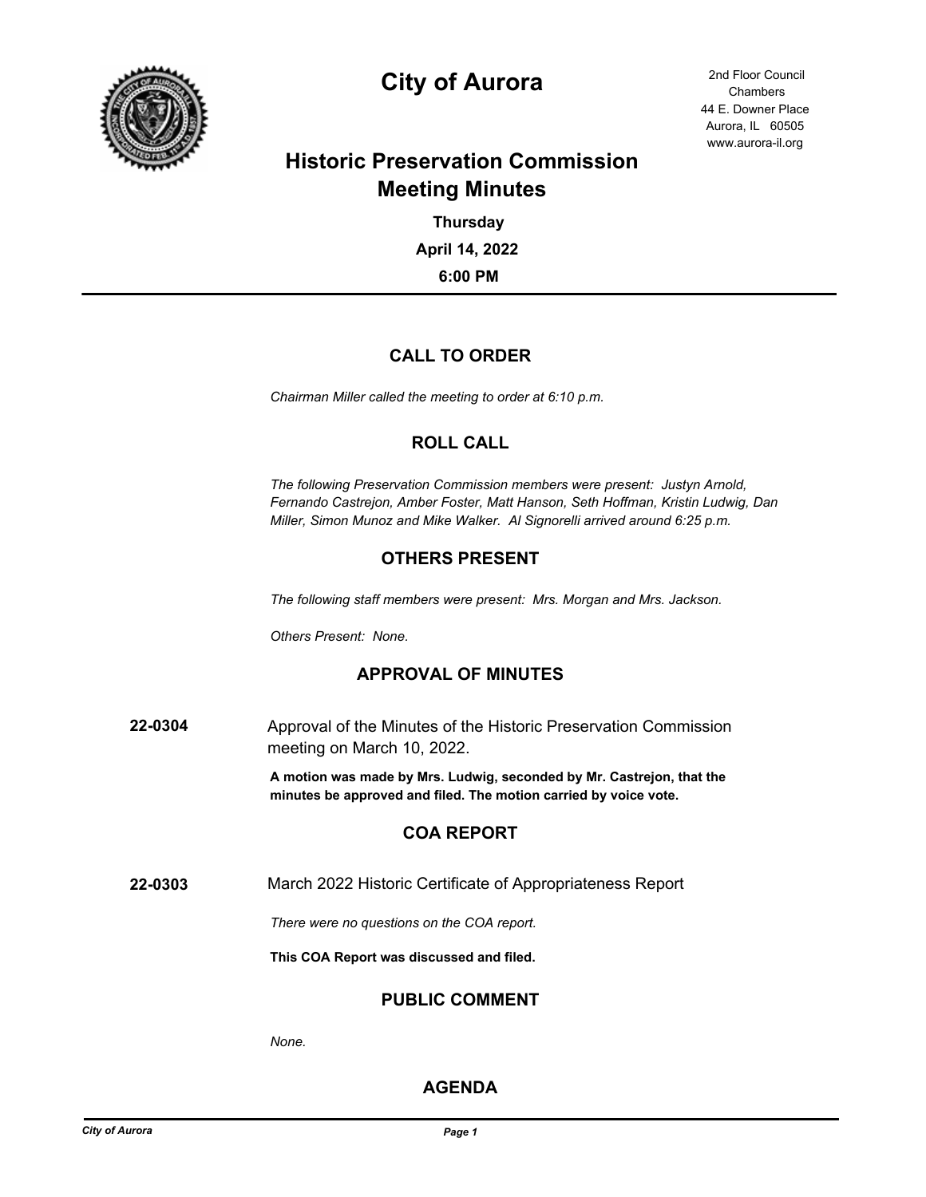# City of Aurora

2nd Floor Council Chambers
44 E. Downer Place
Aurora, IL 60505
www.aurora-il.org

## Historic Preservation Commission Meeting Minutes

**Thursday**

**April 14, 2022**

**6:00 PM**

---

## CALL TO ORDER

*Chairman Miller called the meeting to order at 6:10 p.m.*

## ROLL CALL

*The following Preservation Commission members were present: Justyn Arnold, Fernando Castrejon, Amber Foster, Matt Hanson, Seth Hoffman, Kristin Ludwig, Dan Miller, Simon Munoz and Mike Walker. Al Signorelli arrived around 6:25 p.m.*

## OTHERS PRESENT

*The following staff members were present: Mrs. Morgan and Mrs. Jackson.*

*Others Present: None.*

## APPROVAL OF MINUTES

**22-0304** Approval of the Minutes of the Historic Preservation Commission meeting on March 10, 2022.

**A motion was made by Mrs. Ludwig, seconded by Mr. Castrejon, that the minutes be approved and filed. The motion carried by voice vote.**

## COA REPORT

**22-0303** March 2022 Historic Certificate of Appropriateness Report

*There were no questions on the COA report.*

**This COA Report was discussed and filed.**

## PUBLIC COMMENT

*None.*

## AGENDA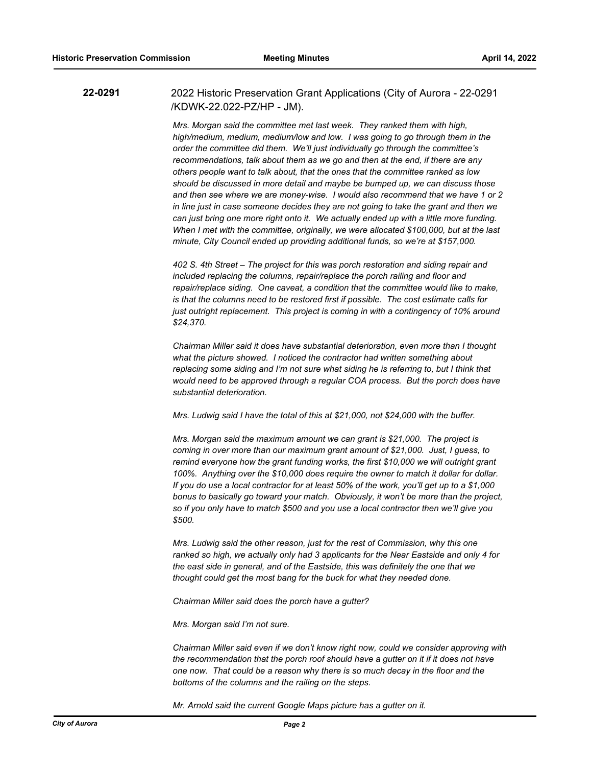**22-0291** 2022 Historic Preservation Grant Applications (City of Aurora - 22-0291 /KDWK-22.022-PZ/HP - JM).

*Mrs. Morgan said the committee met last week. They ranked them with high, high/medium, medium, medium/low and low. I was going to go through them in the order the committee did them. We'll just individually go through the committee's recommendations, talk about them as we go and then at the end, if there are any others people want to talk about, that the ones that the committee ranked as low should be discussed in more detail and maybe be bumped up, we can discuss those and then see where we are money-wise. I would also recommend that we have 1 or 2 in line just in case someone decides they are not going to take the grant and then we can just bring one more right onto it. We actually ended up with a little more funding. When I met with the committee, originally, we were allocated $100,000, but at the last minute, City Council ended up providing additional funds, so we're at $157,000.*

*402 S. 4th Street – The project for this was porch restoration and siding repair and included replacing the columns, repair/replace the porch railing and floor and repair/replace siding. One caveat, a condition that the committee would like to make, is that the columns need to be restored first if possible. The cost estimate calls for just outright replacement. This project is coming in with a contingency of 10% around $24,370.*

*Chairman Miller said it does have substantial deterioration, even more than I thought what the picture showed. I noticed the contractor had written something about replacing some siding and I'm not sure what siding he is referring to, but I think that would need to be approved through a regular COA process. But the porch does have substantial deterioration.*

*Mrs. Ludwig said I have the total of this at $21,000, not $24,000 with the buffer.*

*Mrs. Morgan said the maximum amount we can grant is $21,000. The project is coming in over more than our maximum grant amount of $21,000. Just, I guess, to remind everyone how the grant funding works, the first $10,000 we will outright grant 100%. Anything over the $10,000 does require the owner to match it dollar for dollar. If you do use a local contractor for at least 50% of the work, you'll get up to a $1,000 bonus to basically go toward your match. Obviously, it won't be more than the project, so if you only have to match $500 and you use a local contractor then we'll give you $500.*

*Mrs. Ludwig said the other reason, just for the rest of Commission, why this one ranked so high, we actually only had 3 applicants for the Near Eastside and only 4 for the east side in general, and of the Eastside, this was definitely the one that we thought could get the most bang for the buck for what they needed done.*

*Chairman Miller said does the porch have a gutter?*

*Mrs. Morgan said I'm not sure.*

*Chairman Miller said even if we don't know right now, could we consider approving with the recommendation that the porch roof should have a gutter on it if it does not have one now. That could be a reason why there is so much decay in the floor and the bottoms of the columns and the railing on the steps.*

*Mr. Arnold said the current Google Maps picture has a gutter on it.*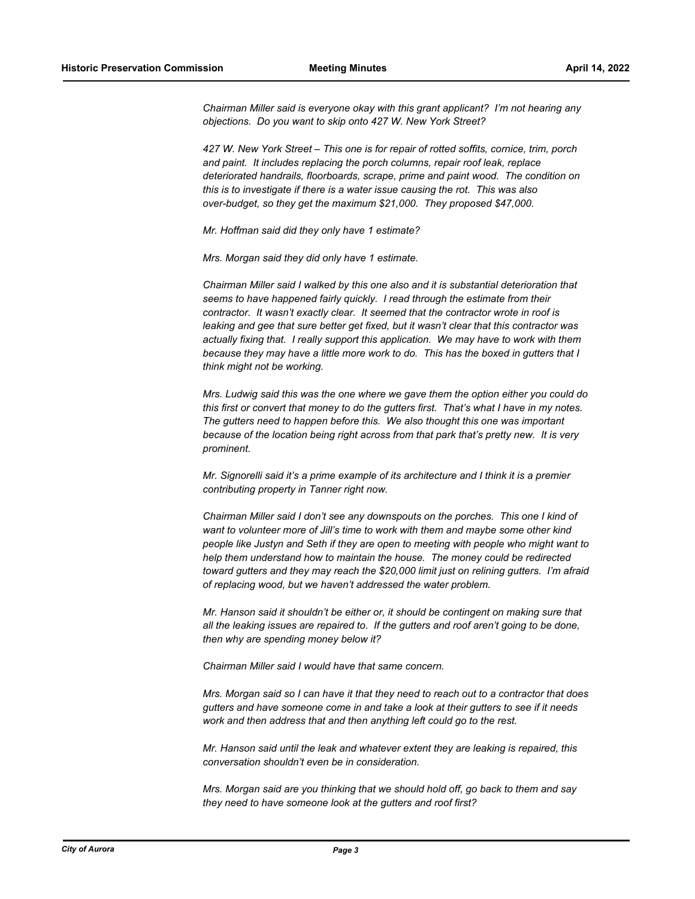*Chairman Miller said is everyone okay with this grant applicant? I'm not hearing any objections. Do you want to skip onto 427 W. New York Street?*

*427 W. New York Street – This one is for repair of rotted soffits, cornice, trim, porch and paint. It includes replacing the porch columns, repair roof leak, replace deteriorated handrails, floorboards, scrape, prime and paint wood. The condition on this is to investigate if there is a water issue causing the rot. This was also over-budget, so they get the maximum $21,000. They proposed $47,000.*

*Mr. Hoffman said did they only have 1 estimate?*

*Mrs. Morgan said they did only have 1 estimate.*

*Chairman Miller said I walked by this one also and it is substantial deterioration that seems to have happened fairly quickly. I read through the estimate from their contractor. It wasn't exactly clear. It seemed that the contractor wrote in roof is leaking and gee that sure better get fixed, but it wasn't clear that this contractor was actually fixing that. I really support this application. We may have to work with them because they may have a little more work to do. This has the boxed in gutters that I think might not be working.*

*Mrs. Ludwig said this was the one where we gave them the option either you could do this first or convert that money to do the gutters first. That's what I have in my notes. The gutters need to happen before this. We also thought this one was important because of the location being right across from that park that's pretty new. It is very prominent.*

*Mr. Signorelli said it's a prime example of its architecture and I think it is a premier contributing property in Tanner right now.*

*Chairman Miller said I don't see any downspouts on the porches. This one I kind of want to volunteer more of Jill's time to work with them and maybe some other kind people like Justyn and Seth if they are open to meeting with people who might want to help them understand how to maintain the house. The money could be redirected toward gutters and they may reach the $20,000 limit just on relining gutters. I'm afraid of replacing wood, but we haven't addressed the water problem.*

*Mr. Hanson said it shouldn't be either or, it should be contingent on making sure that all the leaking issues are repaired to. If the gutters and roof aren't going to be done, then why are spending money below it?*

*Chairman Miller said I would have that same concern.*

*Mrs. Morgan said so I can have it that they need to reach out to a contractor that does gutters and have someone come in and take a look at their gutters to see if it needs work and then address that and then anything left could go to the rest.*

*Mr. Hanson said until the leak and whatever extent they are leaking is repaired, this conversation shouldn't even be in consideration.*

*Mrs. Morgan said are you thinking that we should hold off, go back to them and say they need to have someone look at the gutters and roof first?*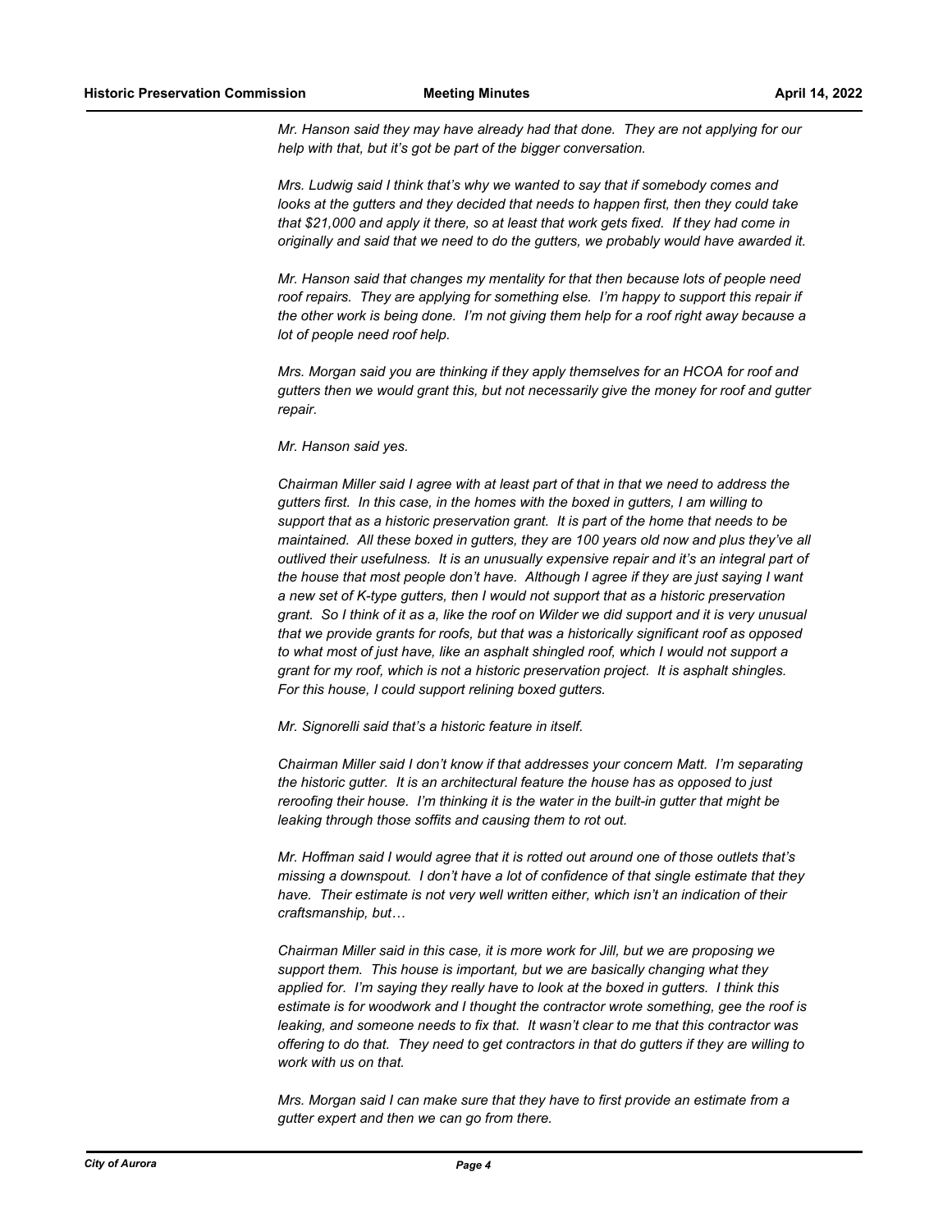*Mr. Hanson said they may have already had that done. They are not applying for our help with that, but it's got be part of the bigger conversation.*

*Mrs. Ludwig said I think that's why we wanted to say that if somebody comes and looks at the gutters and they decided that needs to happen first, then they could take that $21,000 and apply it there, so at least that work gets fixed. If they had come in originally and said that we need to do the gutters, we probably would have awarded it.*

*Mr. Hanson said that changes my mentality for that then because lots of people need roof repairs. They are applying for something else. I'm happy to support this repair if the other work is being done. I'm not giving them help for a roof right away because a lot of people need roof help.*

*Mrs. Morgan said you are thinking if they apply themselves for an HCOA for roof and gutters then we would grant this, but not necessarily give the money for roof and gutter repair.*

*Mr. Hanson said yes.*

*Chairman Miller said I agree with at least part of that in that we need to address the gutters first. In this case, in the homes with the boxed in gutters, I am willing to support that as a historic preservation grant. It is part of the home that needs to be maintained. All these boxed in gutters, they are 100 years old now and plus they've all outlived their usefulness. It is an unusually expensive repair and it's an integral part of the house that most people don't have. Although I agree if they are just saying I want a new set of K-type gutters, then I would not support that as a historic preservation grant. So I think of it as a, like the roof on Wilder we did support and it is very unusual that we provide grants for roofs, but that was a historically significant roof as opposed to what most of just have, like an asphalt shingled roof, which I would not support a grant for my roof, which is not a historic preservation project. It is asphalt shingles. For this house, I could support relining boxed gutters.*

*Mr. Signorelli said that's a historic feature in itself.*

*Chairman Miller said I don't know if that addresses your concern Matt. I'm separating the historic gutter. It is an architectural feature the house has as opposed to just reroofing their house. I'm thinking it is the water in the built-in gutter that might be leaking through those soffits and causing them to rot out.*

*Mr. Hoffman said I would agree that it is rotted out around one of those outlets that's missing a downspout. I don't have a lot of confidence of that single estimate that they have. Their estimate is not very well written either, which isn't an indication of their craftsmanship, but…*

*Chairman Miller said in this case, it is more work for Jill, but we are proposing we support them. This house is important, but we are basically changing what they applied for. I'm saying they really have to look at the boxed in gutters. I think this estimate is for woodwork and I thought the contractor wrote something, gee the roof is leaking, and someone needs to fix that. It wasn't clear to me that this contractor was offering to do that. They need to get contractors in that do gutters if they are willing to work with us on that.*

*Mrs. Morgan said I can make sure that they have to first provide an estimate from a gutter expert and then we can go from there.*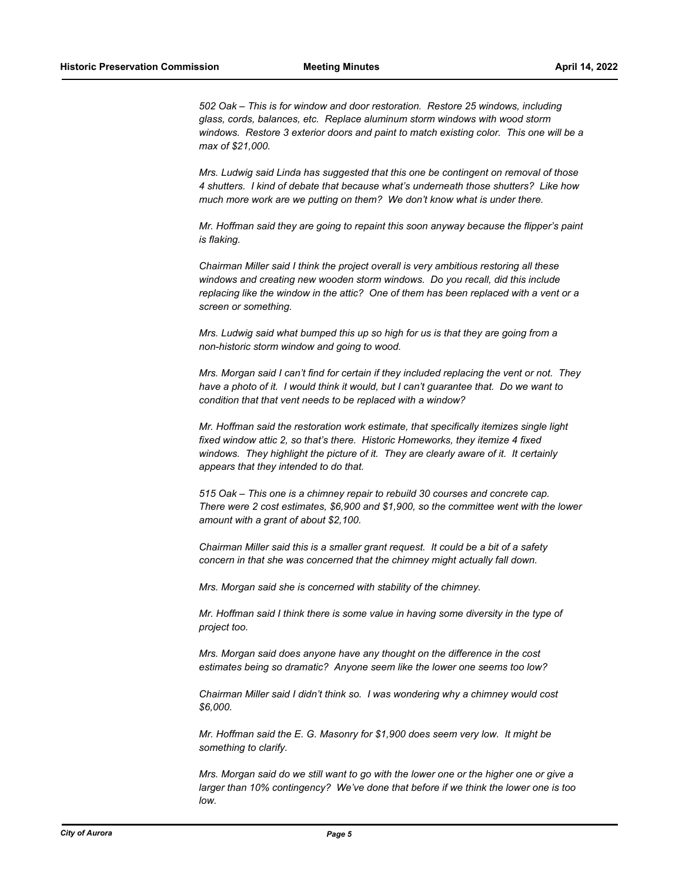*502 Oak – This is for window and door restoration. Restore 25 windows, including glass, cords, balances, etc. Replace aluminum storm windows with wood storm windows. Restore 3 exterior doors and paint to match existing color. This one will be a max of $21,000.*

*Mrs. Ludwig said Linda has suggested that this one be contingent on removal of those 4 shutters. I kind of debate that because what's underneath those shutters? Like how much more work are we putting on them? We don't know what is under there.*

*Mr. Hoffman said they are going to repaint this soon anyway because the flipper's paint is flaking.*

*Chairman Miller said I think the project overall is very ambitious restoring all these windows and creating new wooden storm windows. Do you recall, did this include replacing like the window in the attic? One of them has been replaced with a vent or a screen or something.*

*Mrs. Ludwig said what bumped this up so high for us is that they are going from a non-historic storm window and going to wood.*

*Mrs. Morgan said I can't find for certain if they included replacing the vent or not. They have a photo of it. I would think it would, but I can't guarantee that. Do we want to condition that that vent needs to be replaced with a window?*

*Mr. Hoffman said the restoration work estimate, that specifically itemizes single light fixed window attic 2, so that's there. Historic Homeworks, they itemize 4 fixed windows. They highlight the picture of it. They are clearly aware of it. It certainly appears that they intended to do that.*

*515 Oak – This one is a chimney repair to rebuild 30 courses and concrete cap. There were 2 cost estimates, $6,900 and $1,900, so the committee went with the lower amount with a grant of about $2,100.*

*Chairman Miller said this is a smaller grant request. It could be a bit of a safety concern in that she was concerned that the chimney might actually fall down.*

*Mrs. Morgan said she is concerned with stability of the chimney.*

*Mr. Hoffman said I think there is some value in having some diversity in the type of project too.*

*Mrs. Morgan said does anyone have any thought on the difference in the cost estimates being so dramatic? Anyone seem like the lower one seems too low?*

*Chairman Miller said I didn't think so. I was wondering why a chimney would cost $6,000.*

*Mr. Hoffman said the E. G. Masonry for $1,900 does seem very low. It might be something to clarify.*

*Mrs. Morgan said do we still want to go with the lower one or the higher one or give a larger than 10% contingency? We've done that before if we think the lower one is too low.*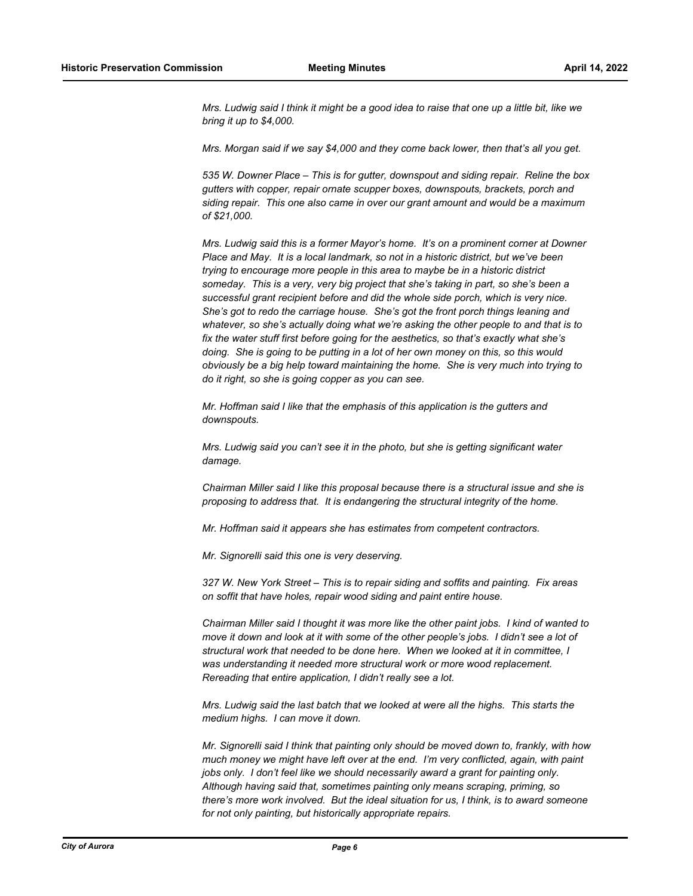*Mrs. Ludwig said I think it might be a good idea to raise that one up a little bit, like we bring it up to $4,000.*

*Mrs. Morgan said if we say $4,000 and they come back lower, then that's all you get.*

*535 W. Downer Place – This is for gutter, downspout and siding repair. Reline the box gutters with copper, repair ornate scupper boxes, downspouts, brackets, porch and siding repair. This one also came in over our grant amount and would be a maximum of $21,000.*

*Mrs. Ludwig said this is a former Mayor's home. It's on a prominent corner at Downer Place and May. It is a local landmark, so not in a historic district, but we've been trying to encourage more people in this area to maybe be in a historic district someday. This is a very, very big project that she's taking in part, so she's been a successful grant recipient before and did the whole side porch, which is very nice. She's got to redo the carriage house. She's got the front porch things leaning and whatever, so she's actually doing what we're asking the other people to and that is to fix the water stuff first before going for the aesthetics, so that's exactly what she's doing. She is going to be putting in a lot of her own money on this, so this would obviously be a big help toward maintaining the home. She is very much into trying to do it right, so she is going copper as you can see.*

*Mr. Hoffman said I like that the emphasis of this application is the gutters and downspouts.*

*Mrs. Ludwig said you can't see it in the photo, but she is getting significant water damage.*

*Chairman Miller said I like this proposal because there is a structural issue and she is proposing to address that. It is endangering the structural integrity of the home.*

*Mr. Hoffman said it appears she has estimates from competent contractors.*

*Mr. Signorelli said this one is very deserving.*

*327 W. New York Street – This is to repair siding and soffits and painting. Fix areas on soffit that have holes, repair wood siding and paint entire house.*

*Chairman Miller said I thought it was more like the other paint jobs. I kind of wanted to move it down and look at it with some of the other people's jobs. I didn't see a lot of structural work that needed to be done here. When we looked at it in committee, I was understanding it needed more structural work or more wood replacement. Rereading that entire application, I didn't really see a lot.*

*Mrs. Ludwig said the last batch that we looked at were all the highs. This starts the medium highs. I can move it down.*

*Mr. Signorelli said I think that painting only should be moved down to, frankly, with how much money we might have left over at the end. I'm very conflicted, again, with paint jobs only. I don't feel like we should necessarily award a grant for painting only. Although having said that, sometimes painting only means scraping, priming, so there's more work involved. But the ideal situation for us, I think, is to award someone for not only painting, but historically appropriate repairs.*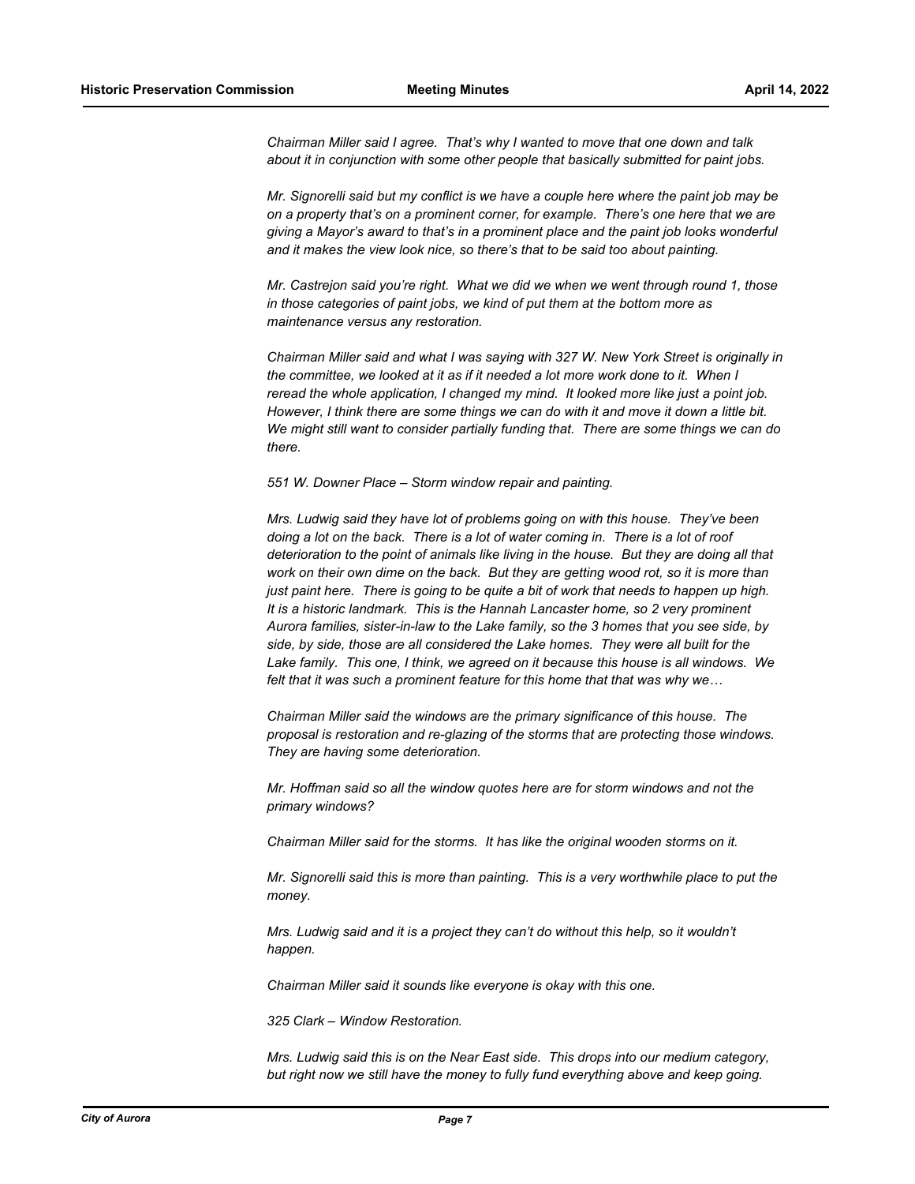*Chairman Miller said I agree. That's why I wanted to move that one down and talk about it in conjunction with some other people that basically submitted for paint jobs.*

*Mr. Signorelli said but my conflict is we have a couple here where the paint job may be on a property that's on a prominent corner, for example. There's one here that we are giving a Mayor's award to that's in a prominent place and the paint job looks wonderful and it makes the view look nice, so there's that to be said too about painting.*

*Mr. Castrejon said you're right. What we did we when we went through round 1, those in those categories of paint jobs, we kind of put them at the bottom more as maintenance versus any restoration.*

*Chairman Miller said and what I was saying with 327 W. New York Street is originally in the committee, we looked at it as if it needed a lot more work done to it. When I reread the whole application, I changed my mind. It looked more like just a point job. However, I think there are some things we can do with it and move it down a little bit. We might still want to consider partially funding that. There are some things we can do there.*

*551 W. Downer Place – Storm window repair and painting.*

*Mrs. Ludwig said they have lot of problems going on with this house. They've been doing a lot on the back. There is a lot of water coming in. There is a lot of roof deterioration to the point of animals like living in the house. But they are doing all that work on their own dime on the back. But they are getting wood rot, so it is more than just paint here. There is going to be quite a bit of work that needs to happen up high. It is a historic landmark. This is the Hannah Lancaster home, so 2 very prominent Aurora families, sister-in-law to the Lake family, so the 3 homes that you see side, by side, by side, those are all considered the Lake homes. They were all built for the Lake family. This one, I think, we agreed on it because this house is all windows. We felt that it was such a prominent feature for this home that that was why we…*

*Chairman Miller said the windows are the primary significance of this house. The proposal is restoration and re-glazing of the storms that are protecting those windows. They are having some deterioration.*

*Mr. Hoffman said so all the window quotes here are for storm windows and not the primary windows?*

*Chairman Miller said for the storms. It has like the original wooden storms on it.*

*Mr. Signorelli said this is more than painting. This is a very worthwhile place to put the money.*

*Mrs. Ludwig said and it is a project they can't do without this help, so it wouldn't happen.*

*Chairman Miller said it sounds like everyone is okay with this one.*

*325 Clark – Window Restoration.*

*Mrs. Ludwig said this is on the Near East side. This drops into our medium category, but right now we still have the money to fully fund everything above and keep going.*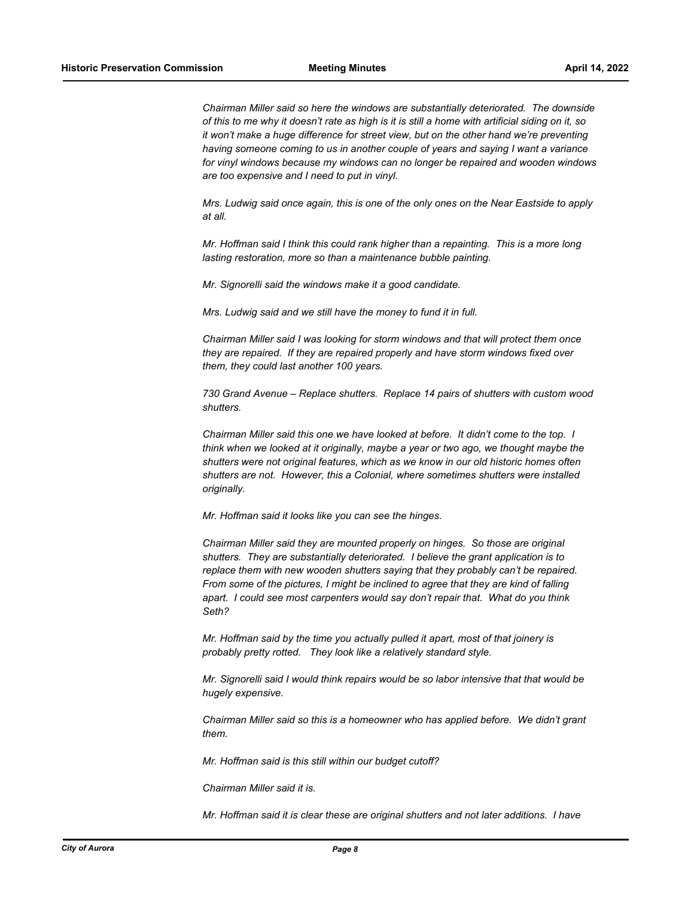*Chairman Miller said so here the windows are substantially deteriorated. The downside of this to me why it doesn't rate as high is it is still a home with artificial siding on it, so it won't make a huge difference for street view, but on the other hand we're preventing having someone coming to us in another couple of years and saying I want a variance for vinyl windows because my windows can no longer be repaired and wooden windows are too expensive and I need to put in vinyl.*

*Mrs. Ludwig said once again, this is one of the only ones on the Near Eastside to apply at all.*

*Mr. Hoffman said I think this could rank higher than a repainting. This is a more long lasting restoration, more so than a maintenance bubble painting.*

*Mr. Signorelli said the windows make it a good candidate.*

*Mrs. Ludwig said and we still have the money to fund it in full.*

*Chairman Miller said I was looking for storm windows and that will protect them once they are repaired. If they are repaired properly and have storm windows fixed over them, they could last another 100 years.*

*730 Grand Avenue – Replace shutters. Replace 14 pairs of shutters with custom wood shutters.*

*Chairman Miller said this one we have looked at before. It didn't come to the top. I think when we looked at it originally, maybe a year or two ago, we thought maybe the shutters were not original features, which as we know in our old historic homes often shutters are not. However, this a Colonial, where sometimes shutters were installed originally.*

*Mr. Hoffman said it looks like you can see the hinges.*

*Chairman Miller said they are mounted properly on hinges. So those are original shutters. They are substantially deteriorated. I believe the grant application is to replace them with new wooden shutters saying that they probably can't be repaired. From some of the pictures, I might be inclined to agree that they are kind of falling apart. I could see most carpenters would say don't repair that. What do you think Seth?*

*Mr. Hoffman said by the time you actually pulled it apart, most of that joinery is probably pretty rotted. They look like a relatively standard style.*

*Mr. Signorelli said I would think repairs would be so labor intensive that that would be hugely expensive.*

*Chairman Miller said so this is a homeowner who has applied before. We didn't grant them.*

*Mr. Hoffman said is this still within our budget cutoff?*

*Chairman Miller said it is.*

*Mr. Hoffman said it is clear these are original shutters and not later additions. I have*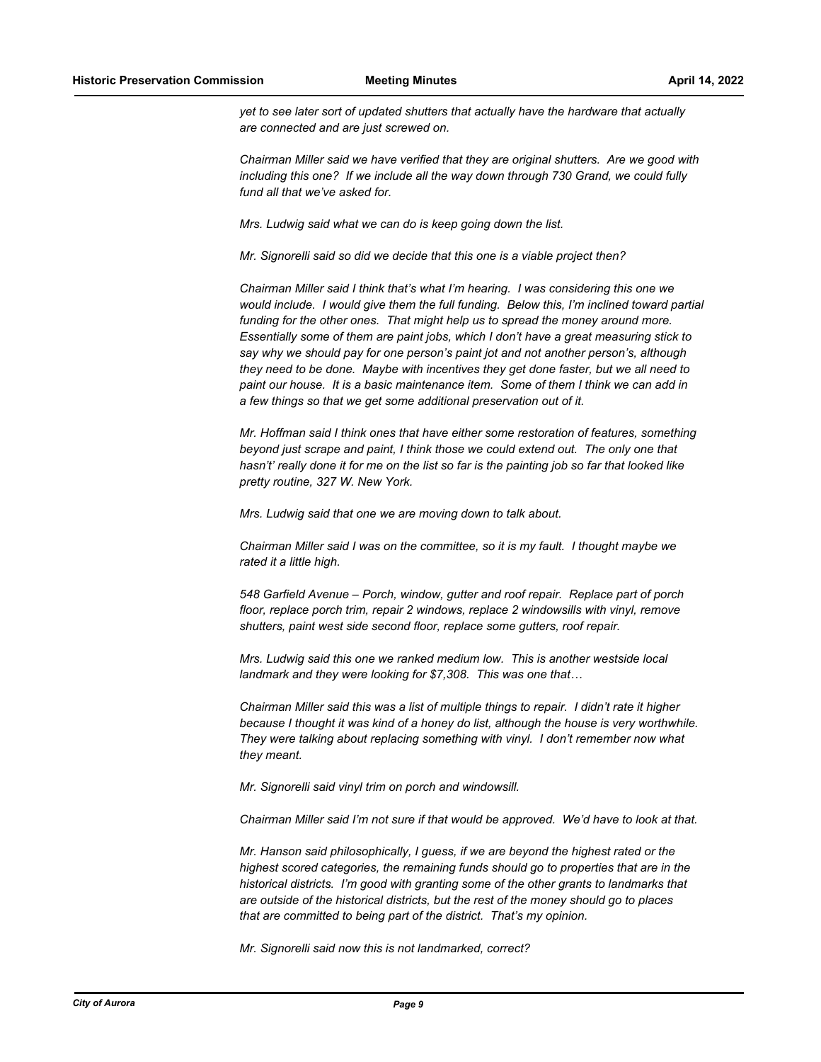*yet to see later sort of updated shutters that actually have the hardware that actually are connected and are just screwed on.*

*Chairman Miller said we have verified that they are original shutters. Are we good with including this one? If we include all the way down through 730 Grand, we could fully fund all that we've asked for.*

*Mrs. Ludwig said what we can do is keep going down the list.*

*Mr. Signorelli said so did we decide that this one is a viable project then?*

*Chairman Miller said I think that's what I'm hearing. I was considering this one we would include. I would give them the full funding. Below this, I'm inclined toward partial funding for the other ones. That might help us to spread the money around more. Essentially some of them are paint jobs, which I don't have a great measuring stick to say why we should pay for one person's paint jot and not another person's, although they need to be done. Maybe with incentives they get done faster, but we all need to paint our house. It is a basic maintenance item. Some of them I think we can add in a few things so that we get some additional preservation out of it.*

*Mr. Hoffman said I think ones that have either some restoration of features, something beyond just scrape and paint, I think those we could extend out. The only one that hasn't' really done it for me on the list so far is the painting job so far that looked like pretty routine, 327 W. New York.*

*Mrs. Ludwig said that one we are moving down to talk about.*

*Chairman Miller said I was on the committee, so it is my fault. I thought maybe we rated it a little high.*

*548 Garfield Avenue – Porch, window, gutter and roof repair. Replace part of porch floor, replace porch trim, repair 2 windows, replace 2 windowsills with vinyl, remove shutters, paint west side second floor, replace some gutters, roof repair.*

*Mrs. Ludwig said this one we ranked medium low. This is another westside local landmark and they were looking for $7,308. This was one that…*

*Chairman Miller said this was a list of multiple things to repair. I didn't rate it higher because I thought it was kind of a honey do list, although the house is very worthwhile. They were talking about replacing something with vinyl. I don't remember now what they meant.*

*Mr. Signorelli said vinyl trim on porch and windowsill.*

*Chairman Miller said I'm not sure if that would be approved. We'd have to look at that.*

*Mr. Hanson said philosophically, I guess, if we are beyond the highest rated or the highest scored categories, the remaining funds should go to properties that are in the historical districts. I'm good with granting some of the other grants to landmarks that are outside of the historical districts, but the rest of the money should go to places that are committed to being part of the district. That's my opinion.*

*Mr. Signorelli said now this is not landmarked, correct?*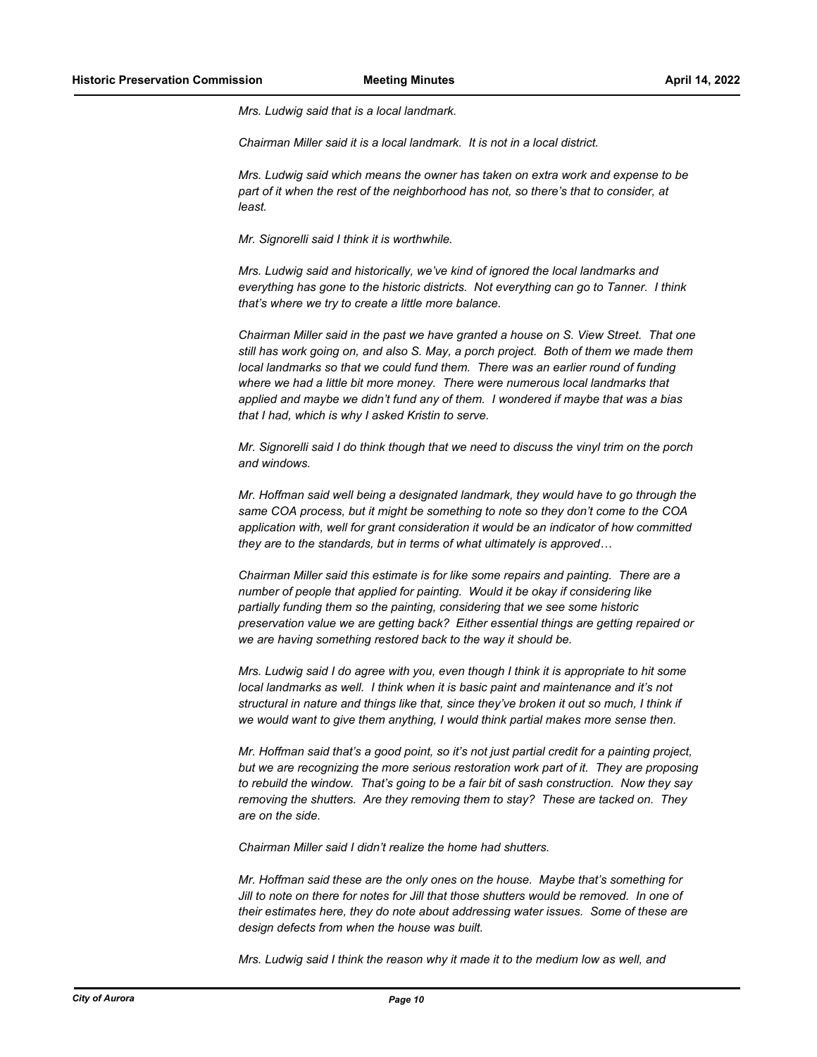*Mrs. Ludwig said that is a local landmark.*

*Chairman Miller said it is a local landmark. It is not in a local district.*

*Mrs. Ludwig said which means the owner has taken on extra work and expense to be part of it when the rest of the neighborhood has not, so there's that to consider, at least.*

*Mr. Signorelli said I think it is worthwhile.*

*Mrs. Ludwig said and historically, we've kind of ignored the local landmarks and everything has gone to the historic districts. Not everything can go to Tanner. I think that's where we try to create a little more balance.*

*Chairman Miller said in the past we have granted a house on S. View Street. That one still has work going on, and also S. May, a porch project. Both of them we made them local landmarks so that we could fund them. There was an earlier round of funding where we had a little bit more money. There were numerous local landmarks that applied and maybe we didn't fund any of them. I wondered if maybe that was a bias that I had, which is why I asked Kristin to serve.*

*Mr. Signorelli said I do think though that we need to discuss the vinyl trim on the porch and windows.*

*Mr. Hoffman said well being a designated landmark, they would have to go through the same COA process, but it might be something to note so they don't come to the COA application with, well for grant consideration it would be an indicator of how committed they are to the standards, but in terms of what ultimately is approved…*

*Chairman Miller said this estimate is for like some repairs and painting. There are a number of people that applied for painting. Would it be okay if considering like partially funding them so the painting, considering that we see some historic preservation value we are getting back? Either essential things are getting repaired or we are having something restored back to the way it should be.*

*Mrs. Ludwig said I do agree with you, even though I think it is appropriate to hit some local landmarks as well. I think when it is basic paint and maintenance and it's not structural in nature and things like that, since they've broken it out so much, I think if we would want to give them anything, I would think partial makes more sense then.*

*Mr. Hoffman said that's a good point, so it's not just partial credit for a painting project, but we are recognizing the more serious restoration work part of it. They are proposing to rebuild the window. That's going to be a fair bit of sash construction. Now they say removing the shutters. Are they removing them to stay? These are tacked on. They are on the side.*

*Chairman Miller said I didn't realize the home had shutters.*

*Mr. Hoffman said these are the only ones on the house. Maybe that's something for Jill to note on there for notes for Jill that those shutters would be removed. In one of their estimates here, they do note about addressing water issues. Some of these are design defects from when the house was built.*

*Mrs. Ludwig said I think the reason why it made it to the medium low as well, and*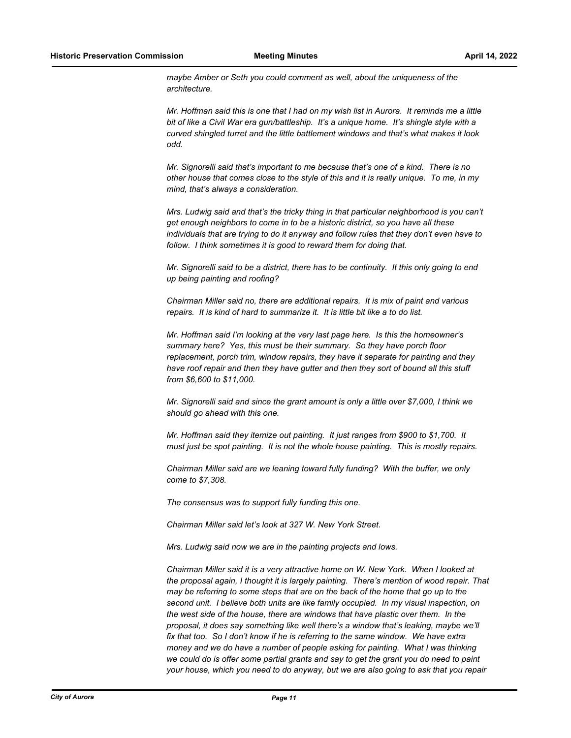*maybe Amber or Seth you could comment as well, about the uniqueness of the architecture.*

*Mr. Hoffman said this is one that I had on my wish list in Aurora. It reminds me a little bit of like a Civil War era gun/battleship. It's a unique home. It's shingle style with a curved shingled turret and the little battlement windows and that's what makes it look odd.*

*Mr. Signorelli said that's important to me because that's one of a kind. There is no other house that comes close to the style of this and it is really unique. To me, in my mind, that's always a consideration.*

*Mrs. Ludwig said and that's the tricky thing in that particular neighborhood is you can't get enough neighbors to come in to be a historic district, so you have all these individuals that are trying to do it anyway and follow rules that they don't even have to follow. I think sometimes it is good to reward them for doing that.*

*Mr. Signorelli said to be a district, there has to be continuity. It this only going to end up being painting and roofing?*

*Chairman Miller said no, there are additional repairs. It is mix of paint and various repairs. It is kind of hard to summarize it. It is little bit like a to do list.*

*Mr. Hoffman said I'm looking at the very last page here. Is this the homeowner's summary here? Yes, this must be their summary. So they have porch floor replacement, porch trim, window repairs, they have it separate for painting and they have roof repair and then they have gutter and then they sort of bound all this stuff from $6,600 to $11,000.*

*Mr. Signorelli said and since the grant amount is only a little over $7,000, I think we should go ahead with this one.*

*Mr. Hoffman said they itemize out painting. It just ranges from $900 to $1,700. It must just be spot painting. It is not the whole house painting. This is mostly repairs.*

*Chairman Miller said are we leaning toward fully funding? With the buffer, we only come to $7,308.*

*The consensus was to support fully funding this one.*

*Chairman Miller said let's look at 327 W. New York Street.*

*Mrs. Ludwig said now we are in the painting projects and lows.*

*Chairman Miller said it is a very attractive home on W. New York. When I looked at the proposal again, I thought it is largely painting. There's mention of wood repair. That may be referring to some steps that are on the back of the home that go up to the second unit. I believe both units are like family occupied. In my visual inspection, on the west side of the house, there are windows that have plastic over them. In the proposal, it does say something like well there's a window that's leaking, maybe we'll fix that too. So I don't know if he is referring to the same window. We have extra money and we do have a number of people asking for painting. What I was thinking we could do is offer some partial grants and say to get the grant you do need to paint your house, which you need to do anyway, but we are also going to ask that you repair*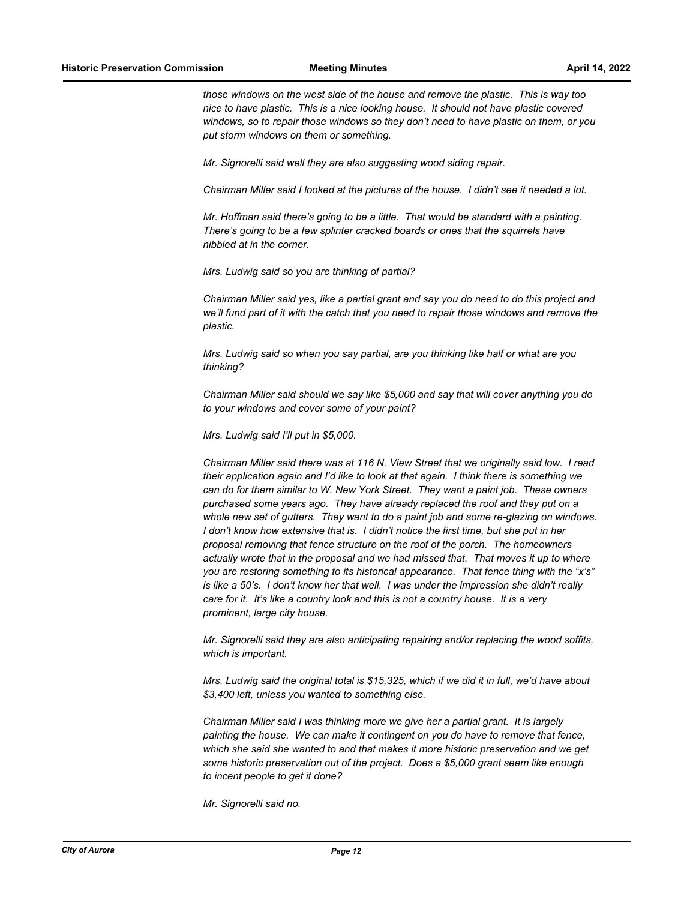*those windows on the west side of the house and remove the plastic. This is way too nice to have plastic. This is a nice looking house. It should not have plastic covered windows, so to repair those windows so they don't need to have plastic on them, or you put storm windows on them or something.*

*Mr. Signorelli said well they are also suggesting wood siding repair.*

*Chairman Miller said I looked at the pictures of the house. I didn't see it needed a lot.*

*Mr. Hoffman said there's going to be a little. That would be standard with a painting. There's going to be a few splinter cracked boards or ones that the squirrels have nibbled at in the corner.*

*Mrs. Ludwig said so you are thinking of partial?*

*Chairman Miller said yes, like a partial grant and say you do need to do this project and we'll fund part of it with the catch that you need to repair those windows and remove the plastic.*

*Mrs. Ludwig said so when you say partial, are you thinking like half or what are you thinking?*

*Chairman Miller said should we say like $5,000 and say that will cover anything you do to your windows and cover some of your paint?*

*Mrs. Ludwig said I'll put in $5,000.*

*Chairman Miller said there was at 116 N. View Street that we originally said low. I read their application again and I'd like to look at that again. I think there is something we can do for them similar to W. New York Street. They want a paint job. These owners purchased some years ago. They have already replaced the roof and they put on a whole new set of gutters. They want to do a paint job and some re-glazing on windows. I don't know how extensive that is. I didn't notice the first time, but she put in her proposal removing that fence structure on the roof of the porch. The homeowners actually wrote that in the proposal and we had missed that. That moves it up to where you are restoring something to its historical appearance. That fence thing with the "x's" is like a 50's. I don't know her that well. I was under the impression she didn't really care for it. It's like a country look and this is not a country house. It is a very prominent, large city house.*

*Mr. Signorelli said they are also anticipating repairing and/or replacing the wood soffits, which is important.*

*Mrs. Ludwig said the original total is $15,325, which if we did it in full, we'd have about $3,400 left, unless you wanted to something else.*

*Chairman Miller said I was thinking more we give her a partial grant. It is largely painting the house. We can make it contingent on you do have to remove that fence, which she said she wanted to and that makes it more historic preservation and we get some historic preservation out of the project. Does a $5,000 grant seem like enough to incent people to get it done?*

*Mr. Signorelli said no.*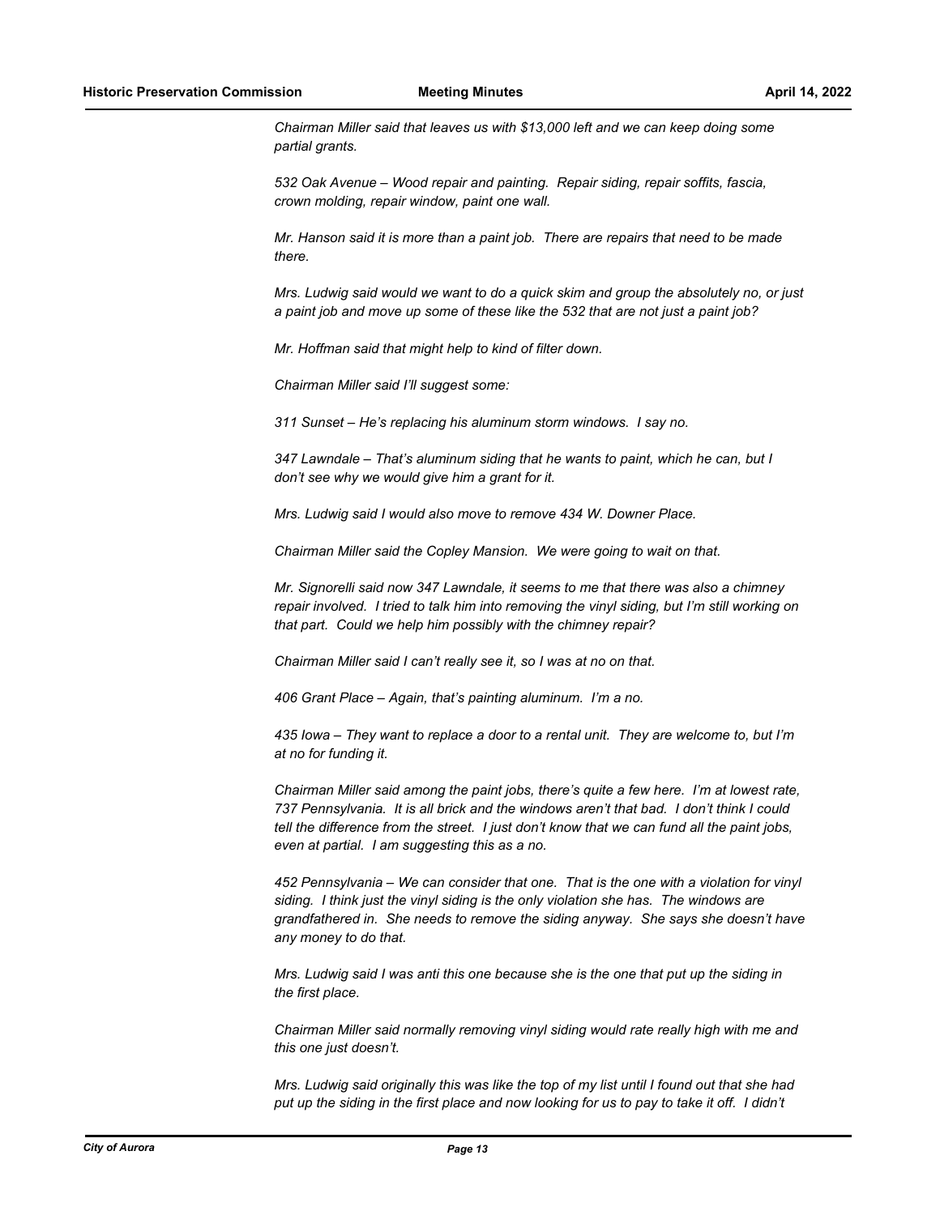*Chairman Miller said that leaves us with $13,000 left and we can keep doing some partial grants.*

*532 Oak Avenue – Wood repair and painting. Repair siding, repair soffits, fascia, crown molding, repair window, paint one wall.*

*Mr. Hanson said it is more than a paint job. There are repairs that need to be made there.*

*Mrs. Ludwig said would we want to do a quick skim and group the absolutely no, or just a paint job and move up some of these like the 532 that are not just a paint job?*

*Mr. Hoffman said that might help to kind of filter down.*

*Chairman Miller said I'll suggest some:*

*311 Sunset – He's replacing his aluminum storm windows. I say no.*

*347 Lawndale – That's aluminum siding that he wants to paint, which he can, but I don't see why we would give him a grant for it.*

*Mrs. Ludwig said I would also move to remove 434 W. Downer Place.*

*Chairman Miller said the Copley Mansion. We were going to wait on that.*

*Mr. Signorelli said now 347 Lawndale, it seems to me that there was also a chimney repair involved. I tried to talk him into removing the vinyl siding, but I'm still working on that part. Could we help him possibly with the chimney repair?*

*Chairman Miller said I can't really see it, so I was at no on that.*

*406 Grant Place – Again, that's painting aluminum. I'm a no.*

*435 Iowa – They want to replace a door to a rental unit. They are welcome to, but I'm at no for funding it.*

*Chairman Miller said among the paint jobs, there's quite a few here. I'm at lowest rate, 737 Pennsylvania. It is all brick and the windows aren't that bad. I don't think I could tell the difference from the street. I just don't know that we can fund all the paint jobs, even at partial. I am suggesting this as a no.*

*452 Pennsylvania – We can consider that one. That is the one with a violation for vinyl siding. I think just the vinyl siding is the only violation she has. The windows are grandfathered in. She needs to remove the siding anyway. She says she doesn't have any money to do that.*

*Mrs. Ludwig said I was anti this one because she is the one that put up the siding in the first place.*

*Chairman Miller said normally removing vinyl siding would rate really high with me and this one just doesn't.*

*Mrs. Ludwig said originally this was like the top of my list until I found out that she had put up the siding in the first place and now looking for us to pay to take it off. I didn't*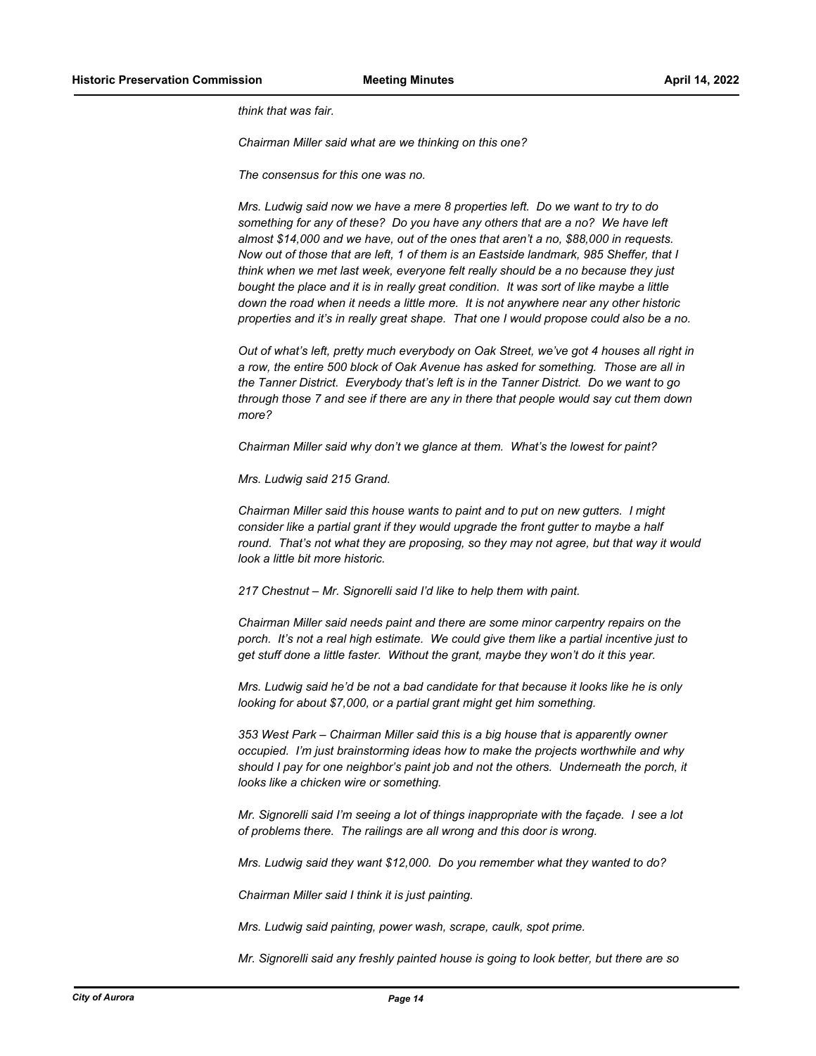*think that was fair.*

*Chairman Miller said what are we thinking on this one?*

*The consensus for this one was no.*

*Mrs. Ludwig said now we have a mere 8 properties left. Do we want to try to do something for any of these? Do you have any others that are a no? We have left almost $14,000 and we have, out of the ones that aren't a no, $88,000 in requests. Now out of those that are left, 1 of them is an Eastside landmark, 985 Sheffer, that I think when we met last week, everyone felt really should be a no because they just bought the place and it is in really great condition. It was sort of like maybe a little down the road when it needs a little more. It is not anywhere near any other historic properties and it's in really great shape. That one I would propose could also be a no.*

*Out of what's left, pretty much everybody on Oak Street, we've got 4 houses all right in a row, the entire 500 block of Oak Avenue has asked for something. Those are all in the Tanner District. Everybody that's left is in the Tanner District. Do we want to go through those 7 and see if there are any in there that people would say cut them down more?*

*Chairman Miller said why don't we glance at them. What's the lowest for paint?*

*Mrs. Ludwig said 215 Grand.*

*Chairman Miller said this house wants to paint and to put on new gutters. I might consider like a partial grant if they would upgrade the front gutter to maybe a half round. That's not what they are proposing, so they may not agree, but that way it would look a little bit more historic.*

*217 Chestnut – Mr. Signorelli said I'd like to help them with paint.*

*Chairman Miller said needs paint and there are some minor carpentry repairs on the porch. It's not a real high estimate. We could give them like a partial incentive just to get stuff done a little faster. Without the grant, maybe they won't do it this year.*

*Mrs. Ludwig said he'd be not a bad candidate for that because it looks like he is only looking for about $7,000, or a partial grant might get him something.*

*353 West Park – Chairman Miller said this is a big house that is apparently owner occupied. I'm just brainstorming ideas how to make the projects worthwhile and why should I pay for one neighbor's paint job and not the others. Underneath the porch, it looks like a chicken wire or something.*

*Mr. Signorelli said I'm seeing a lot of things inappropriate with the façade. I see a lot of problems there. The railings are all wrong and this door is wrong.*

*Mrs. Ludwig said they want $12,000. Do you remember what they wanted to do?*

*Chairman Miller said I think it is just painting.*

*Mrs. Ludwig said painting, power wash, scrape, caulk, spot prime.*

*Mr. Signorelli said any freshly painted house is going to look better, but there are so*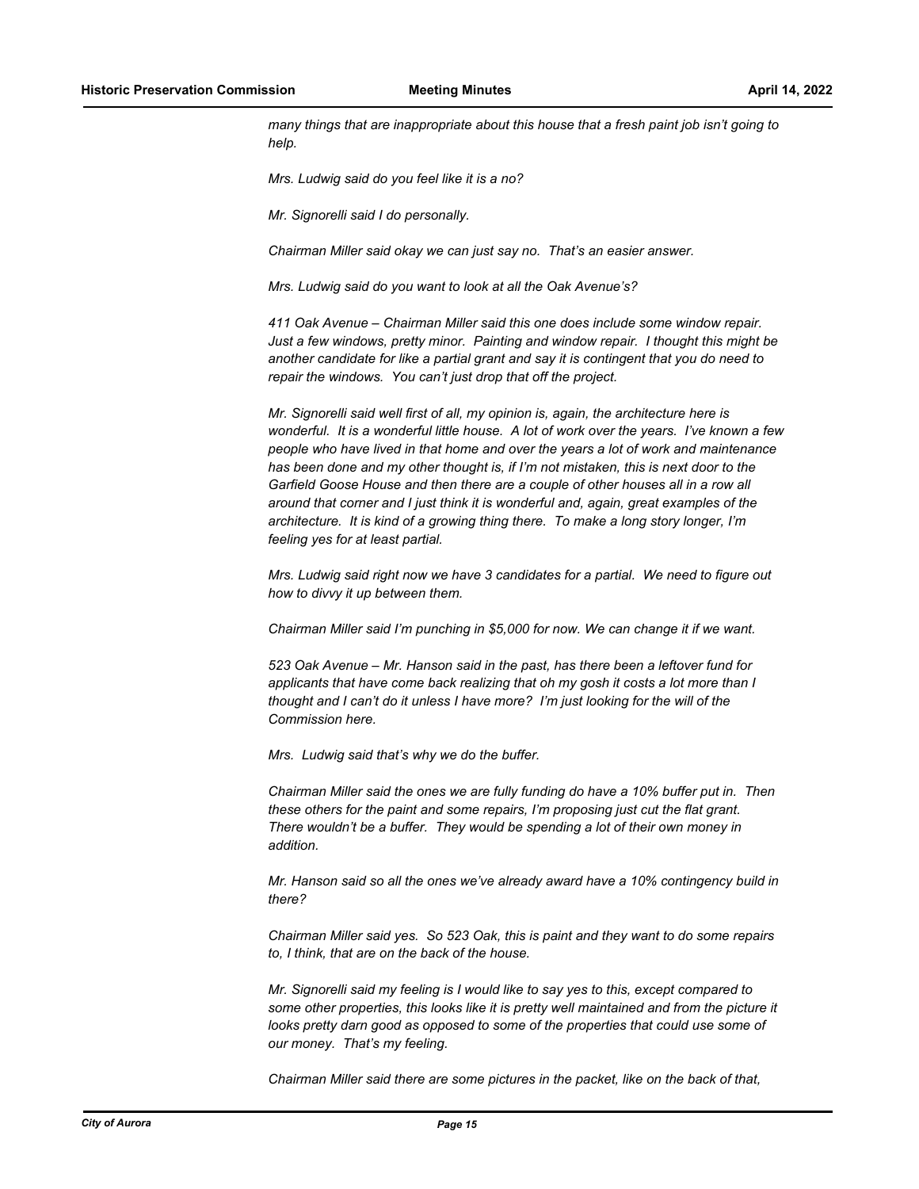*many things that are inappropriate about this house that a fresh paint job isn't going to help.*

*Mrs. Ludwig said do you feel like it is a no?*

*Mr. Signorelli said I do personally.*

*Chairman Miller said okay we can just say no. That's an easier answer.*

*Mrs. Ludwig said do you want to look at all the Oak Avenue's?*

*411 Oak Avenue – Chairman Miller said this one does include some window repair. Just a few windows, pretty minor. Painting and window repair. I thought this might be another candidate for like a partial grant and say it is contingent that you do need to repair the windows. You can't just drop that off the project.*

*Mr. Signorelli said well first of all, my opinion is, again, the architecture here is wonderful. It is a wonderful little house. A lot of work over the years. I've known a few people who have lived in that home and over the years a lot of work and maintenance has been done and my other thought is, if I'm not mistaken, this is next door to the Garfield Goose House and then there are a couple of other houses all in a row all around that corner and I just think it is wonderful and, again, great examples of the architecture. It is kind of a growing thing there. To make a long story longer, I'm feeling yes for at least partial.*

*Mrs. Ludwig said right now we have 3 candidates for a partial. We need to figure out how to divvy it up between them.*

*Chairman Miller said I'm punching in $5,000 for now. We can change it if we want.*

*523 Oak Avenue – Mr. Hanson said in the past, has there been a leftover fund for applicants that have come back realizing that oh my gosh it costs a lot more than I thought and I can't do it unless I have more? I'm just looking for the will of the Commission here.*

*Mrs. Ludwig said that's why we do the buffer.*

*Chairman Miller said the ones we are fully funding do have a 10% buffer put in. Then these others for the paint and some repairs, I'm proposing just cut the flat grant. There wouldn't be a buffer. They would be spending a lot of their own money in addition.*

*Mr. Hanson said so all the ones we've already award have a 10% contingency build in there?*

*Chairman Miller said yes. So 523 Oak, this is paint and they want to do some repairs to, I think, that are on the back of the house.*

*Mr. Signorelli said my feeling is I would like to say yes to this, except compared to some other properties, this looks like it is pretty well maintained and from the picture it looks pretty darn good as opposed to some of the properties that could use some of our money. That's my feeling.*

*Chairman Miller said there are some pictures in the packet, like on the back of that,*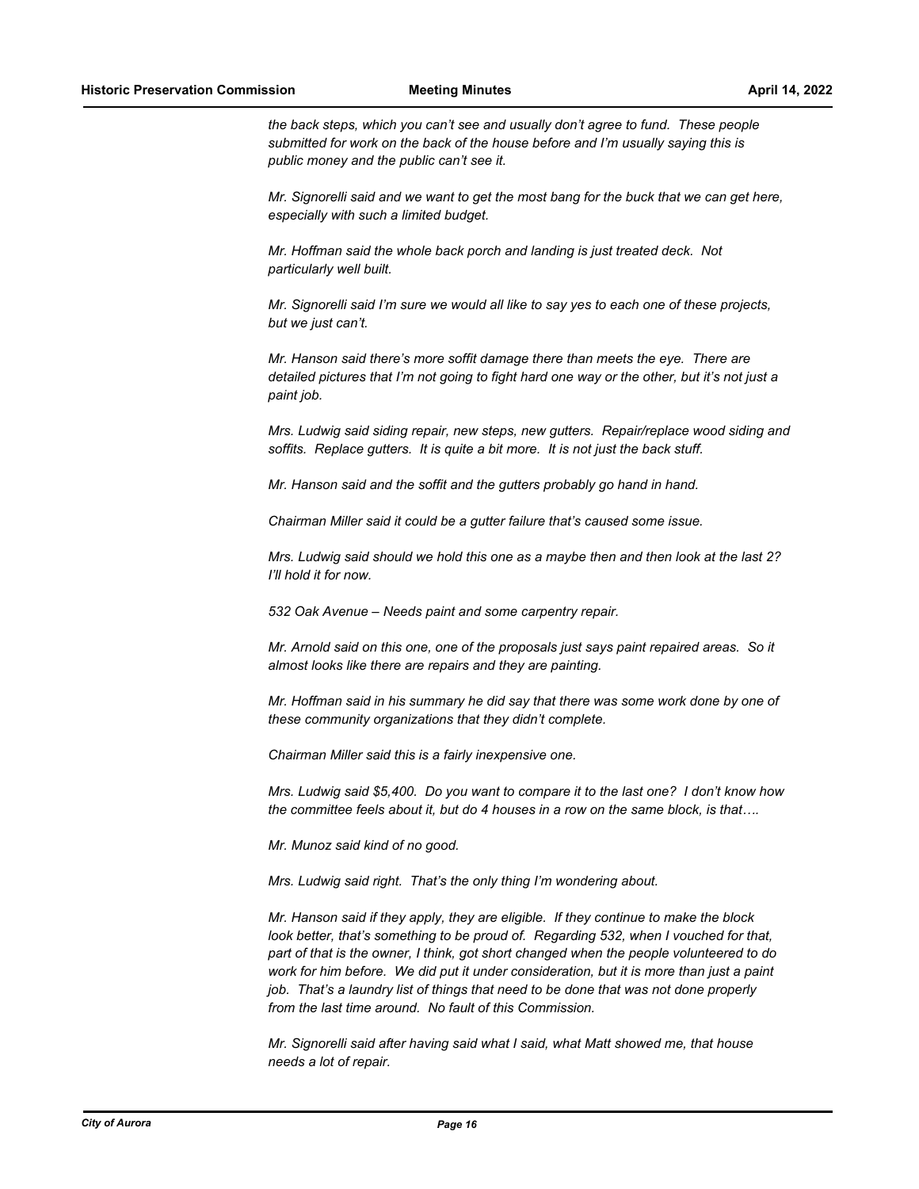*the back steps, which you can't see and usually don't agree to fund. These people submitted for work on the back of the house before and I'm usually saying this is public money and the public can't see it.*

*Mr. Signorelli said and we want to get the most bang for the buck that we can get here, especially with such a limited budget.*

*Mr. Hoffman said the whole back porch and landing is just treated deck. Not particularly well built.*

*Mr. Signorelli said I'm sure we would all like to say yes to each one of these projects, but we just can't.*

*Mr. Hanson said there's more soffit damage there than meets the eye. There are detailed pictures that I'm not going to fight hard one way or the other, but it's not just a paint job.*

*Mrs. Ludwig said siding repair, new steps, new gutters. Repair/replace wood siding and soffits. Replace gutters. It is quite a bit more. It is not just the back stuff.*

*Mr. Hanson said and the soffit and the gutters probably go hand in hand.*

*Chairman Miller said it could be a gutter failure that's caused some issue.*

*Mrs. Ludwig said should we hold this one as a maybe then and then look at the last 2? I'll hold it for now.*

*532 Oak Avenue – Needs paint and some carpentry repair.*

*Mr. Arnold said on this one, one of the proposals just says paint repaired areas. So it almost looks like there are repairs and they are painting.*

*Mr. Hoffman said in his summary he did say that there was some work done by one of these community organizations that they didn't complete.*

*Chairman Miller said this is a fairly inexpensive one.*

*Mrs. Ludwig said $5,400. Do you want to compare it to the last one? I don't know how the committee feels about it, but do 4 houses in a row on the same block, is that….*

*Mr. Munoz said kind of no good.*

*Mrs. Ludwig said right. That's the only thing I'm wondering about.*

*Mr. Hanson said if they apply, they are eligible. If they continue to make the block look better, that's something to be proud of. Regarding 532, when I vouched for that, part of that is the owner, I think, got short changed when the people volunteered to do work for him before. We did put it under consideration, but it is more than just a paint job. That's a laundry list of things that need to be done that was not done properly from the last time around. No fault of this Commission.*

*Mr. Signorelli said after having said what I said, what Matt showed me, that house needs a lot of repair.*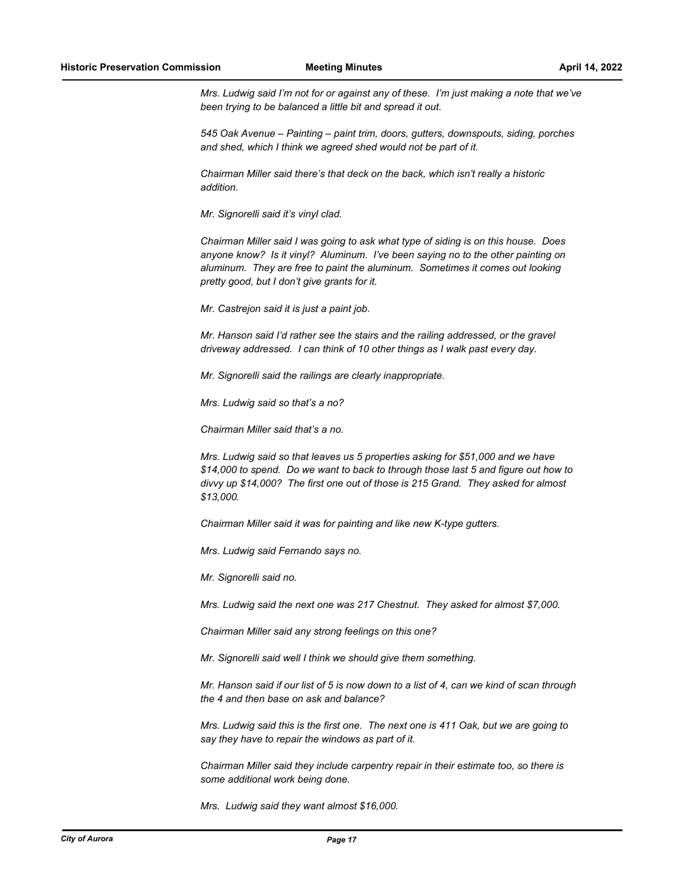*Mrs. Ludwig said I'm not for or against any of these. I'm just making a note that we've been trying to be balanced a little bit and spread it out.*

*545 Oak Avenue – Painting – paint trim, doors, gutters, downspouts, siding, porches and shed, which I think we agreed shed would not be part of it.*

*Chairman Miller said there's that deck on the back, which isn't really a historic addition.*

*Mr. Signorelli said it's vinyl clad.*

*Chairman Miller said I was going to ask what type of siding is on this house. Does anyone know? Is it vinyl? Aluminum. I've been saying no to the other painting on aluminum. They are free to paint the aluminum. Sometimes it comes out looking pretty good, but I don't give grants for it.*

*Mr. Castrejon said it is just a paint job.*

*Mr. Hanson said I'd rather see the stairs and the railing addressed, or the gravel driveway addressed. I can think of 10 other things as I walk past every day.*

*Mr. Signorelli said the railings are clearly inappropriate.*

*Mrs. Ludwig said so that's a no?*

*Chairman Miller said that's a no.*

*Mrs. Ludwig said so that leaves us 5 properties asking for $51,000 and we have $14,000 to spend. Do we want to back to through those last 5 and figure out how to divvy up $14,000? The first one out of those is 215 Grand. They asked for almost $13,000.*

*Chairman Miller said it was for painting and like new K-type gutters.*

*Mrs. Ludwig said Fernando says no.*

*Mr. Signorelli said no.*

*Mrs. Ludwig said the next one was 217 Chestnut. They asked for almost $7,000.*

*Chairman Miller said any strong feelings on this one?*

*Mr. Signorelli said well I think we should give them something.*

*Mr. Hanson said if our list of 5 is now down to a list of 4, can we kind of scan through the 4 and then base on ask and balance?*

*Mrs. Ludwig said this is the first one. The next one is 411 Oak, but we are going to say they have to repair the windows as part of it.*

*Chairman Miller said they include carpentry repair in their estimate too, so there is some additional work being done.*

*Mrs. Ludwig said they want almost $16,000.*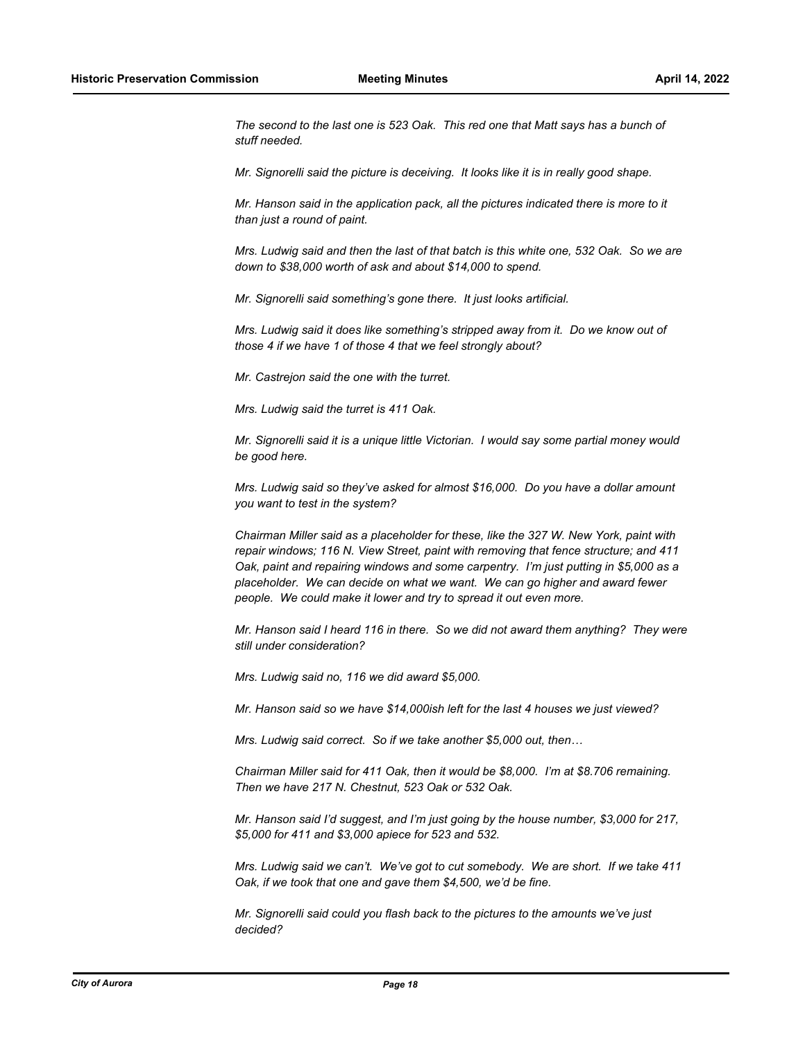*The second to the last one is 523 Oak. This red one that Matt says has a bunch of stuff needed.*

*Mr. Signorelli said the picture is deceiving. It looks like it is in really good shape.*

*Mr. Hanson said in the application pack, all the pictures indicated there is more to it than just a round of paint.*

*Mrs. Ludwig said and then the last of that batch is this white one, 532 Oak. So we are down to $38,000 worth of ask and about $14,000 to spend.*

*Mr. Signorelli said something's gone there. It just looks artificial.*

*Mrs. Ludwig said it does like something's stripped away from it. Do we know out of those 4 if we have 1 of those 4 that we feel strongly about?*

*Mr. Castrejon said the one with the turret.*

*Mrs. Ludwig said the turret is 411 Oak.*

*Mr. Signorelli said it is a unique little Victorian. I would say some partial money would be good here.*

*Mrs. Ludwig said so they've asked for almost $16,000. Do you have a dollar amount you want to test in the system?*

*Chairman Miller said as a placeholder for these, like the 327 W. New York, paint with repair windows; 116 N. View Street, paint with removing that fence structure; and 411 Oak, paint and repairing windows and some carpentry. I'm just putting in $5,000 as a placeholder. We can decide on what we want. We can go higher and award fewer people. We could make it lower and try to spread it out even more.*

*Mr. Hanson said I heard 116 in there. So we did not award them anything? They were still under consideration?*

*Mrs. Ludwig said no, 116 we did award $5,000.*

*Mr. Hanson said so we have $14,000ish left for the last 4 houses we just viewed?*

*Mrs. Ludwig said correct. So if we take another $5,000 out, then…*

*Chairman Miller said for 411 Oak, then it would be $8,000. I'm at $8.706 remaining. Then we have 217 N. Chestnut, 523 Oak or 532 Oak.*

*Mr. Hanson said I'd suggest, and I'm just going by the house number, $3,000 for 217, $5,000 for 411 and $3,000 apiece for 523 and 532.*

*Mrs. Ludwig said we can't. We've got to cut somebody. We are short. If we take 411 Oak, if we took that one and gave them $4,500, we'd be fine.*

*Mr. Signorelli said could you flash back to the pictures to the amounts we've just decided?*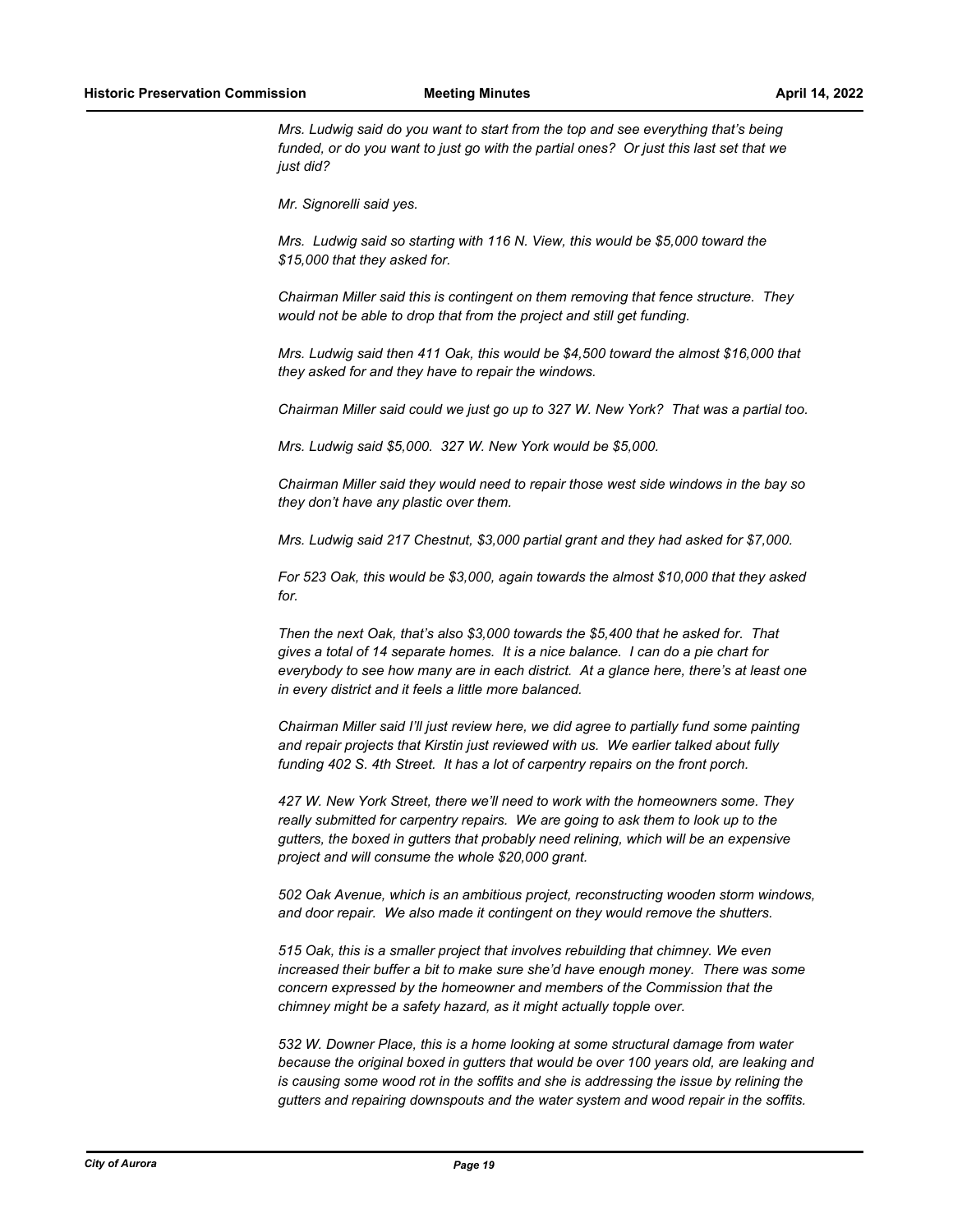*Mrs. Ludwig said do you want to start from the top and see everything that's being funded, or do you want to just go with the partial ones? Or just this last set that we just did?*

*Mr. Signorelli said yes.*

*Mrs. Ludwig said so starting with 116 N. View, this would be $5,000 toward the $15,000 that they asked for.*

*Chairman Miller said this is contingent on them removing that fence structure. They would not be able to drop that from the project and still get funding.*

*Mrs. Ludwig said then 411 Oak, this would be $4,500 toward the almost $16,000 that they asked for and they have to repair the windows.*

*Chairman Miller said could we just go up to 327 W. New York? That was a partial too.*

*Mrs. Ludwig said $5,000. 327 W. New York would be $5,000.*

*Chairman Miller said they would need to repair those west side windows in the bay so they don't have any plastic over them.*

*Mrs. Ludwig said 217 Chestnut, $3,000 partial grant and they had asked for $7,000.*

*For 523 Oak, this would be $3,000, again towards the almost $10,000 that they asked for.*

*Then the next Oak, that's also $3,000 towards the $5,400 that he asked for. That gives a total of 14 separate homes. It is a nice balance. I can do a pie chart for everybody to see how many are in each district. At a glance here, there's at least one in every district and it feels a little more balanced.*

*Chairman Miller said I'll just review here, we did agree to partially fund some painting and repair projects that Kirstin just reviewed with us. We earlier talked about fully funding 402 S. 4th Street. It has a lot of carpentry repairs on the front porch.*

*427 W. New York Street, there we'll need to work with the homeowners some. They really submitted for carpentry repairs. We are going to ask them to look up to the gutters, the boxed in gutters that probably need relining, which will be an expensive project and will consume the whole $20,000 grant.*

*502 Oak Avenue, which is an ambitious project, reconstructing wooden storm windows, and door repair. We also made it contingent on they would remove the shutters.*

*515 Oak, this is a smaller project that involves rebuilding that chimney. We even increased their buffer a bit to make sure she'd have enough money. There was some concern expressed by the homeowner and members of the Commission that the chimney might be a safety hazard, as it might actually topple over.*

*532 W. Downer Place, this is a home looking at some structural damage from water because the original boxed in gutters that would be over 100 years old, are leaking and is causing some wood rot in the soffits and she is addressing the issue by relining the gutters and repairing downspouts and the water system and wood repair in the soffits.*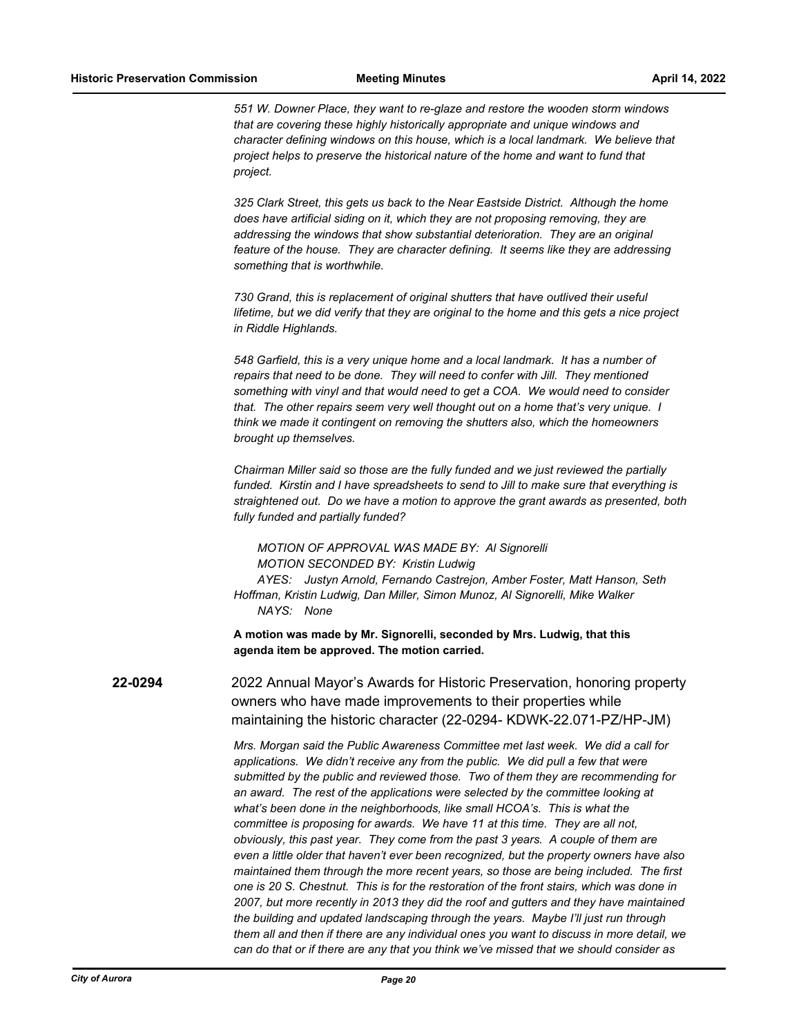*551 W. Downer Place, they want to re-glaze and restore the wooden storm windows that are covering these highly historically appropriate and unique windows and character defining windows on this house, which is a local landmark. We believe that project helps to preserve the historical nature of the home and want to fund that project.*

*325 Clark Street, this gets us back to the Near Eastside District. Although the home does have artificial siding on it, which they are not proposing removing, they are addressing the windows that show substantial deterioration. They are an original feature of the house. They are character defining. It seems like they are addressing something that is worthwhile.*

*730 Grand, this is replacement of original shutters that have outlived their useful lifetime, but we did verify that they are original to the home and this gets a nice project in Riddle Highlands.*

*548 Garfield, this is a very unique home and a local landmark. It has a number of repairs that need to be done. They will need to confer with Jill. They mentioned something with vinyl and that would need to get a COA. We would need to consider that. The other repairs seem very well thought out on a home that's very unique. I think we made it contingent on removing the shutters also, which the homeowners brought up themselves.*

*Chairman Miller said so those are the fully funded and we just reviewed the partially funded. Kirstin and I have spreadsheets to send to Jill to make sure that everything is straightened out. Do we have a motion to approve the grant awards as presented, both fully funded and partially funded?*

*MOTION OF APPROVAL WAS MADE BY: Al Signorelli*
*MOTION SECONDED BY: Kristin Ludwig*
*AYES: Justyn Arnold, Fernando Castrejon, Amber Foster, Matt Hanson, Seth Hoffman, Kristin Ludwig, Dan Miller, Simon Munoz, Al Signorelli, Mike Walker*
*NAYS: None*

**A motion was made by Mr. Signorelli, seconded by Mrs. Ludwig, that this agenda item be approved. The motion carried.**

**22-0294** 2022 Annual Mayor's Awards for Historic Preservation, honoring property owners who have made improvements to their properties while maintaining the historic character (22-0294- KDWK-22.071-PZ/HP-JM)

*Mrs. Morgan said the Public Awareness Committee met last week. We did a call for applications. We didn't receive any from the public. We did pull a few that were submitted by the public and reviewed those. Two of them they are recommending for an award. The rest of the applications were selected by the committee looking at what's been done in the neighborhoods, like small HCOA's. This is what the committee is proposing for awards. We have 11 at this time. They are all not, obviously, this past year. They come from the past 3 years. A couple of them are even a little older that haven't ever been recognized, but the property owners have also maintained them through the more recent years, so those are being included. The first one is 20 S. Chestnut. This is for the restoration of the front stairs, which was done in 2007, but more recently in 2013 they did the roof and gutters and they have maintained the building and updated landscaping through the years. Maybe I'll just run through them all and then if there are any individual ones you want to discuss in more detail, we can do that or if there are any that you think we've missed that we should consider as*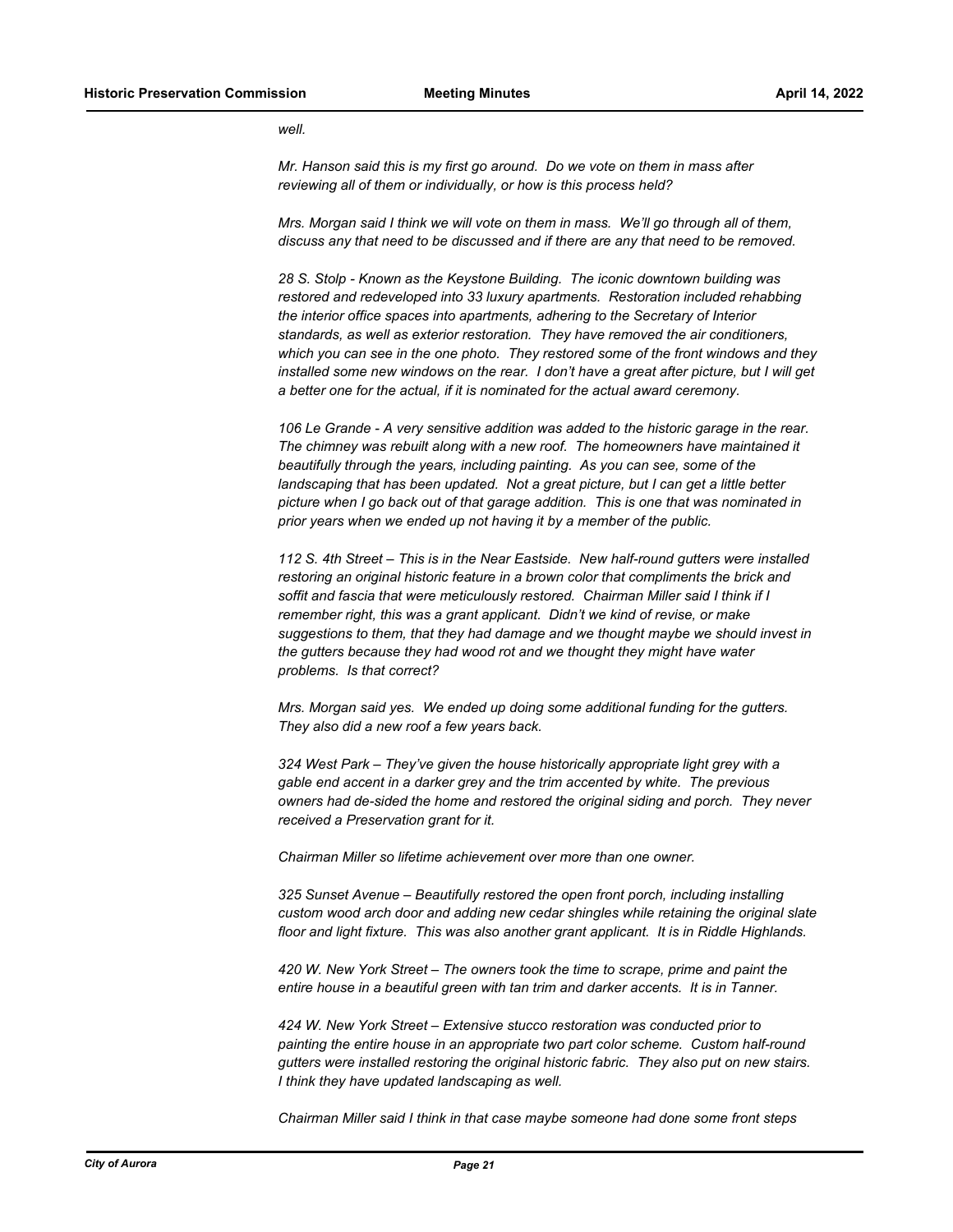*well.*

*Mr. Hanson said this is my first go around. Do we vote on them in mass after reviewing all of them or individually, or how is this process held?*

*Mrs. Morgan said I think we will vote on them in mass. We'll go through all of them, discuss any that need to be discussed and if there are any that need to be removed.*

*28 S. Stolp - Known as the Keystone Building. The iconic downtown building was restored and redeveloped into 33 luxury apartments. Restoration included rehabbing the interior office spaces into apartments, adhering to the Secretary of Interior standards, as well as exterior restoration. They have removed the air conditioners, which you can see in the one photo. They restored some of the front windows and they installed some new windows on the rear. I don't have a great after picture, but I will get a better one for the actual, if it is nominated for the actual award ceremony.*

*106 Le Grande - A very sensitive addition was added to the historic garage in the rear. The chimney was rebuilt along with a new roof. The homeowners have maintained it beautifully through the years, including painting. As you can see, some of the landscaping that has been updated. Not a great picture, but I can get a little better picture when I go back out of that garage addition. This is one that was nominated in prior years when we ended up not having it by a member of the public.*

*112 S. 4th Street – This is in the Near Eastside. New half-round gutters were installed restoring an original historic feature in a brown color that compliments the brick and soffit and fascia that were meticulously restored. Chairman Miller said I think if I remember right, this was a grant applicant. Didn't we kind of revise, or make suggestions to them, that they had damage and we thought maybe we should invest in the gutters because they had wood rot and we thought they might have water problems. Is that correct?*

*Mrs. Morgan said yes. We ended up doing some additional funding for the gutters. They also did a new roof a few years back.*

*324 West Park – They've given the house historically appropriate light grey with a gable end accent in a darker grey and the trim accented by white. The previous owners had de-sided the home and restored the original siding and porch. They never received a Preservation grant for it.*

*Chairman Miller so lifetime achievement over more than one owner.*

*325 Sunset Avenue – Beautifully restored the open front porch, including installing custom wood arch door and adding new cedar shingles while retaining the original slate floor and light fixture. This was also another grant applicant. It is in Riddle Highlands.*

*420 W. New York Street – The owners took the time to scrape, prime and paint the entire house in a beautiful green with tan trim and darker accents. It is in Tanner.*

*424 W. New York Street – Extensive stucco restoration was conducted prior to painting the entire house in an appropriate two part color scheme. Custom half-round gutters were installed restoring the original historic fabric. They also put on new stairs. I think they have updated landscaping as well.*

*Chairman Miller said I think in that case maybe someone had done some front steps*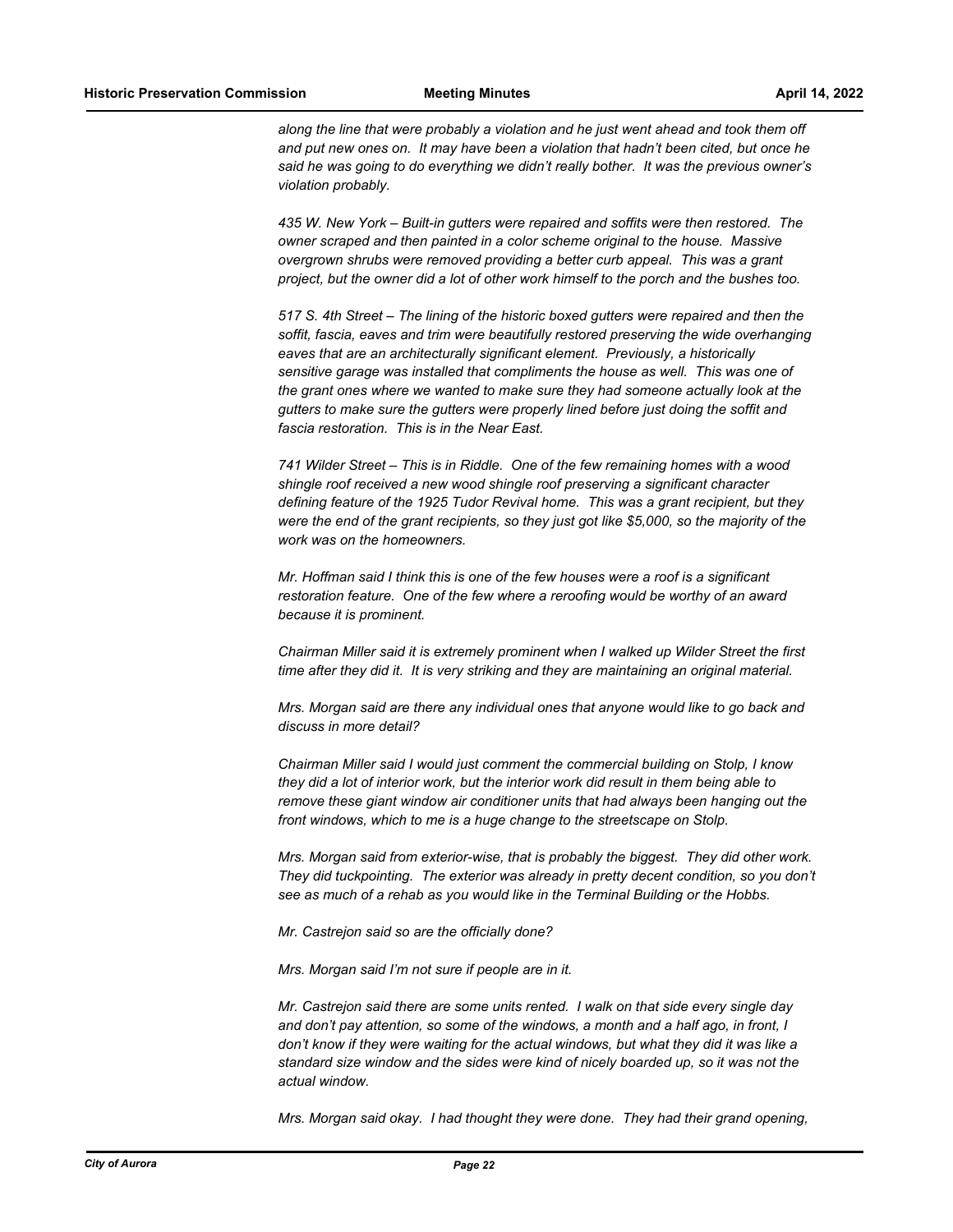*along the line that were probably a violation and he just went ahead and took them off and put new ones on. It may have been a violation that hadn't been cited, but once he said he was going to do everything we didn't really bother. It was the previous owner's violation probably.*

*435 W. New York – Built-in gutters were repaired and soffits were then restored. The owner scraped and then painted in a color scheme original to the house. Massive overgrown shrubs were removed providing a better curb appeal. This was a grant project, but the owner did a lot of other work himself to the porch and the bushes too.*

*517 S. 4th Street – The lining of the historic boxed gutters were repaired and then the soffit, fascia, eaves and trim were beautifully restored preserving the wide overhanging eaves that are an architecturally significant element. Previously, a historically sensitive garage was installed that compliments the house as well. This was one of the grant ones where we wanted to make sure they had someone actually look at the gutters to make sure the gutters were properly lined before just doing the soffit and fascia restoration. This is in the Near East.*

*741 Wilder Street – This is in Riddle. One of the few remaining homes with a wood shingle roof received a new wood shingle roof preserving a significant character defining feature of the 1925 Tudor Revival home. This was a grant recipient, but they were the end of the grant recipients, so they just got like $5,000, so the majority of the work was on the homeowners.*

*Mr. Hoffman said I think this is one of the few houses were a roof is a significant restoration feature. One of the few where a reroofing would be worthy of an award because it is prominent.*

*Chairman Miller said it is extremely prominent when I walked up Wilder Street the first time after they did it. It is very striking and they are maintaining an original material.*

*Mrs. Morgan said are there any individual ones that anyone would like to go back and discuss in more detail?*

*Chairman Miller said I would just comment the commercial building on Stolp, I know they did a lot of interior work, but the interior work did result in them being able to remove these giant window air conditioner units that had always been hanging out the front windows, which to me is a huge change to the streetscape on Stolp.*

*Mrs. Morgan said from exterior-wise, that is probably the biggest. They did other work. They did tuckpointing. The exterior was already in pretty decent condition, so you don't see as much of a rehab as you would like in the Terminal Building or the Hobbs.*

*Mr. Castrejon said so are the officially done?*

*Mrs. Morgan said I'm not sure if people are in it.*

*Mr. Castrejon said there are some units rented. I walk on that side every single day and don't pay attention, so some of the windows, a month and a half ago, in front, I don't know if they were waiting for the actual windows, but what they did it was like a standard size window and the sides were kind of nicely boarded up, so it was not the actual window.*

*Mrs. Morgan said okay. I had thought they were done. They had their grand opening,*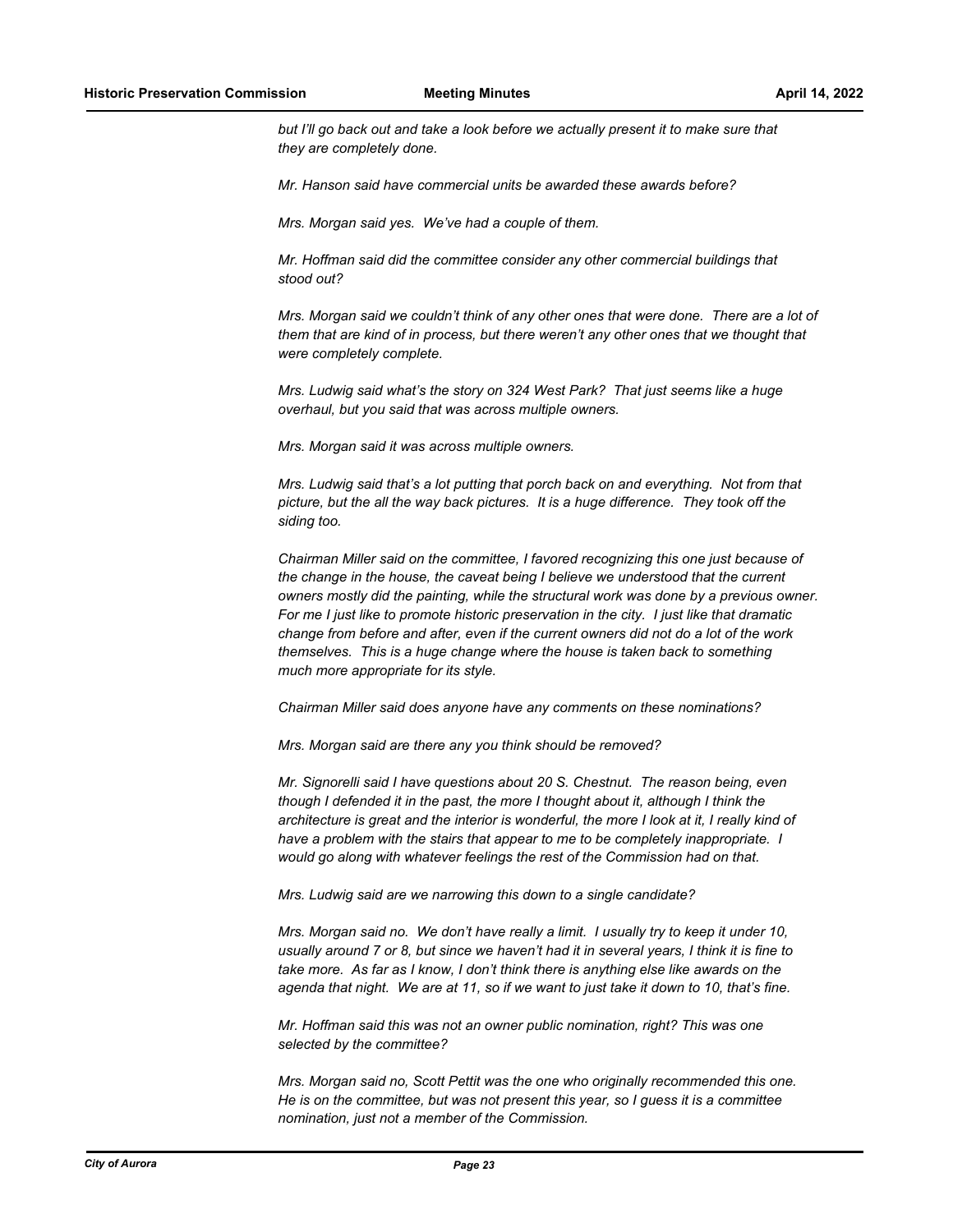*but I'll go back out and take a look before we actually present it to make sure that they are completely done.*

*Mr. Hanson said have commercial units be awarded these awards before?*

*Mrs. Morgan said yes. We've had a couple of them.*

*Mr. Hoffman said did the committee consider any other commercial buildings that stood out?*

*Mrs. Morgan said we couldn't think of any other ones that were done. There are a lot of them that are kind of in process, but there weren't any other ones that we thought that were completely complete.*

*Mrs. Ludwig said what's the story on 324 West Park? That just seems like a huge overhaul, but you said that was across multiple owners.*

*Mrs. Morgan said it was across multiple owners.*

*Mrs. Ludwig said that's a lot putting that porch back on and everything. Not from that picture, but the all the way back pictures. It is a huge difference. They took off the siding too.*

*Chairman Miller said on the committee, I favored recognizing this one just because of the change in the house, the caveat being I believe we understood that the current owners mostly did the painting, while the structural work was done by a previous owner. For me I just like to promote historic preservation in the city. I just like that dramatic change from before and after, even if the current owners did not do a lot of the work themselves. This is a huge change where the house is taken back to something much more appropriate for its style.*

*Chairman Miller said does anyone have any comments on these nominations?*

*Mrs. Morgan said are there any you think should be removed?*

*Mr. Signorelli said I have questions about 20 S. Chestnut. The reason being, even though I defended it in the past, the more I thought about it, although I think the architecture is great and the interior is wonderful, the more I look at it, I really kind of have a problem with the stairs that appear to me to be completely inappropriate. I would go along with whatever feelings the rest of the Commission had on that.*

*Mrs. Ludwig said are we narrowing this down to a single candidate?*

*Mrs. Morgan said no. We don't have really a limit. I usually try to keep it under 10, usually around 7 or 8, but since we haven't had it in several years, I think it is fine to take more. As far as I know, I don't think there is anything else like awards on the agenda that night. We are at 11, so if we want to just take it down to 10, that's fine.*

*Mr. Hoffman said this was not an owner public nomination, right? This was one selected by the committee?*

*Mrs. Morgan said no, Scott Pettit was the one who originally recommended this one. He is on the committee, but was not present this year, so I guess it is a committee nomination, just not a member of the Commission.*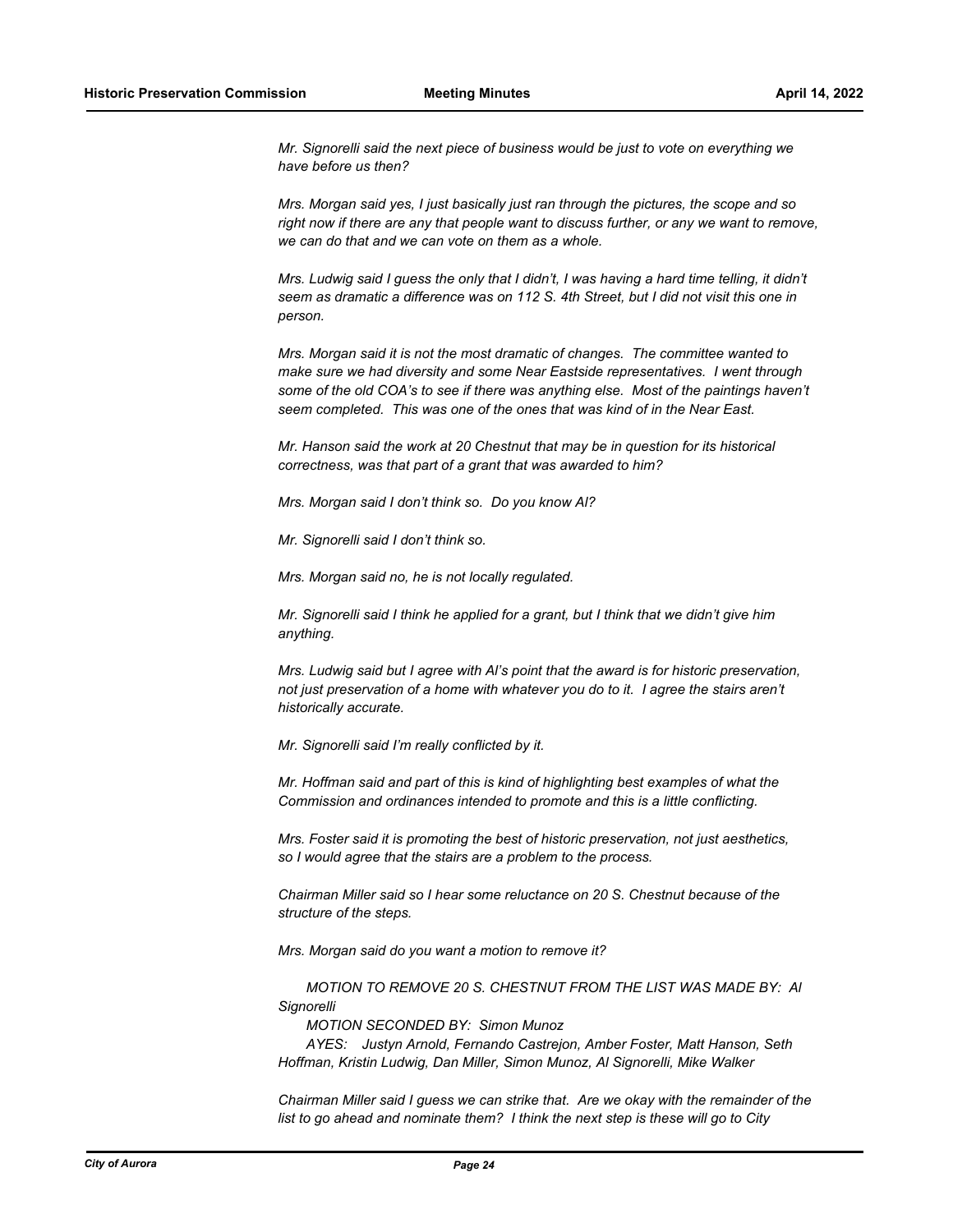*Mr. Signorelli said the next piece of business would be just to vote on everything we have before us then?*

*Mrs. Morgan said yes, I just basically just ran through the pictures, the scope and so right now if there are any that people want to discuss further, or any we want to remove, we can do that and we can vote on them as a whole.*

*Mrs. Ludwig said I guess the only that I didn't, I was having a hard time telling, it didn't seem as dramatic a difference was on 112 S. 4th Street, but I did not visit this one in person.*

*Mrs. Morgan said it is not the most dramatic of changes. The committee wanted to make sure we had diversity and some Near Eastside representatives. I went through some of the old COA's to see if there was anything else. Most of the paintings haven't seem completed. This was one of the ones that was kind of in the Near East.*

*Mr. Hanson said the work at 20 Chestnut that may be in question for its historical correctness, was that part of a grant that was awarded to him?*

*Mrs. Morgan said I don't think so. Do you know Al?*

*Mr. Signorelli said I don't think so.*

*Mrs. Morgan said no, he is not locally regulated.*

*Mr. Signorelli said I think he applied for a grant, but I think that we didn't give him anything.*

*Mrs. Ludwig said but I agree with Al's point that the award is for historic preservation, not just preservation of a home with whatever you do to it. I agree the stairs aren't historically accurate.*

*Mr. Signorelli said I'm really conflicted by it.*

*Mr. Hoffman said and part of this is kind of highlighting best examples of what the Commission and ordinances intended to promote and this is a little conflicting.*

*Mrs. Foster said it is promoting the best of historic preservation, not just aesthetics, so I would agree that the stairs are a problem to the process.*

*Chairman Miller said so I hear some reluctance on 20 S. Chestnut because of the structure of the steps.*

*Mrs. Morgan said do you want a motion to remove it?*

*MOTION TO REMOVE 20 S. CHESTNUT FROM THE LIST WAS MADE BY: Al Signorelli*
*MOTION SECONDED BY: Simon Munoz*
*AYES: Justyn Arnold, Fernando Castrejon, Amber Foster, Matt Hanson, Seth Hoffman, Kristin Ludwig, Dan Miller, Simon Munoz, Al Signorelli, Mike Walker*

*Chairman Miller said I guess we can strike that. Are we okay with the remainder of the list to go ahead and nominate them? I think the next step is these will go to City*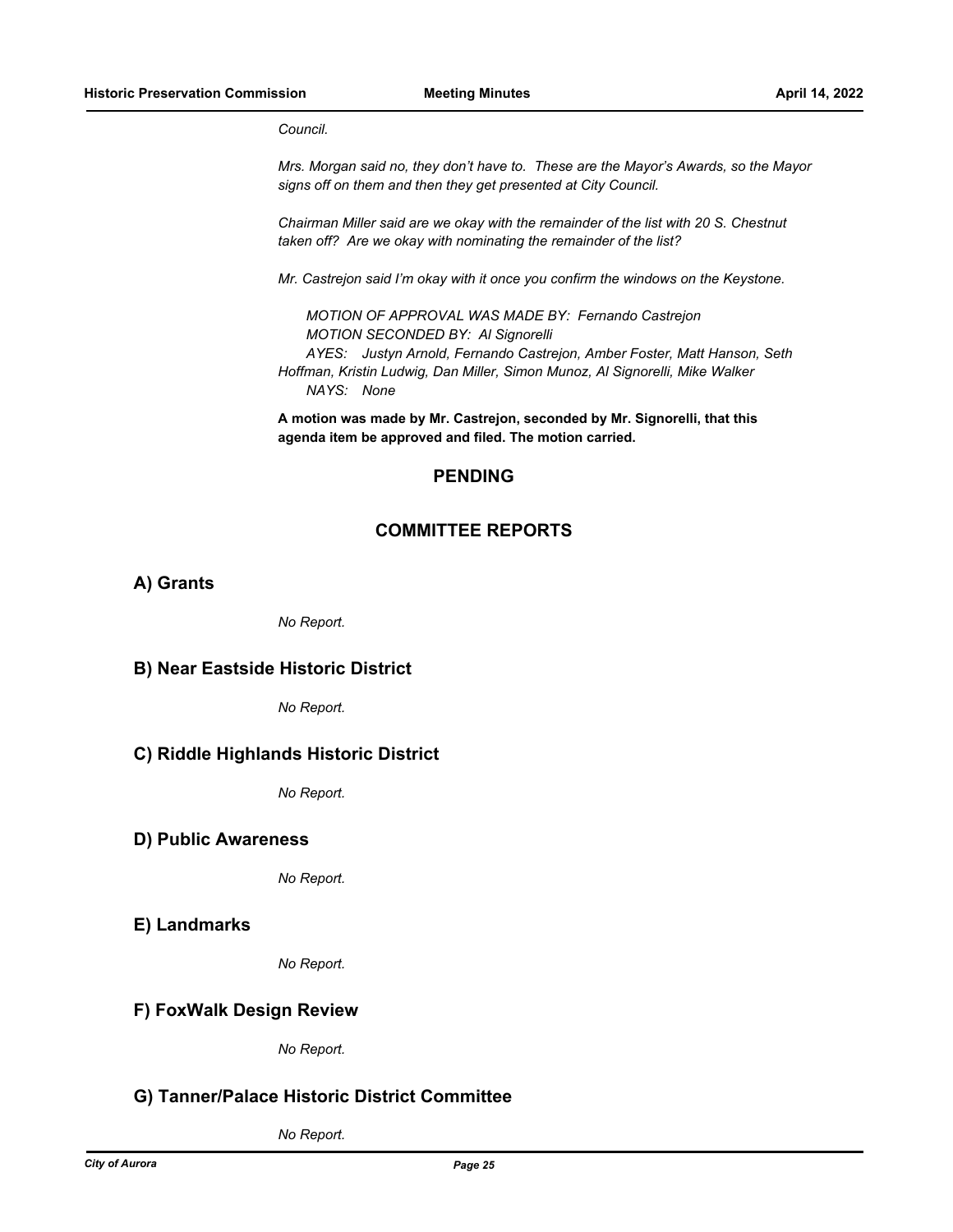*Council.*

*Mrs. Morgan said no, they don't have to. These are the Mayor's Awards, so the Mayor signs off on them and then they get presented at City Council.*

*Chairman Miller said are we okay with the remainder of the list with 20 S. Chestnut taken off? Are we okay with nominating the remainder of the list?*

*Mr. Castrejon said I'm okay with it once you confirm the windows on the Keystone.*

*MOTION OF APPROVAL WAS MADE BY: Fernando Castrejon*
*MOTION SECONDED BY: Al Signorelli*
*AYES: Justyn Arnold, Fernando Castrejon, Amber Foster, Matt Hanson, Seth Hoffman, Kristin Ludwig, Dan Miller, Simon Munoz, Al Signorelli, Mike Walker*
*NAYS: None*

**A motion was made by Mr. Castrejon, seconded by Mr. Signorelli, that this agenda item be approved and filed. The motion carried.**

## PENDING

## COMMITTEE REPORTS

### A) Grants

*No Report.*

### B) Near Eastside Historic District

*No Report.*

### C) Riddle Highlands Historic District

*No Report.*

### D) Public Awareness

*No Report.*

### E) Landmarks

*No Report.*

### F) FoxWalk Design Review

*No Report.*

### G) Tanner/Palace Historic District Committee

*No Report.*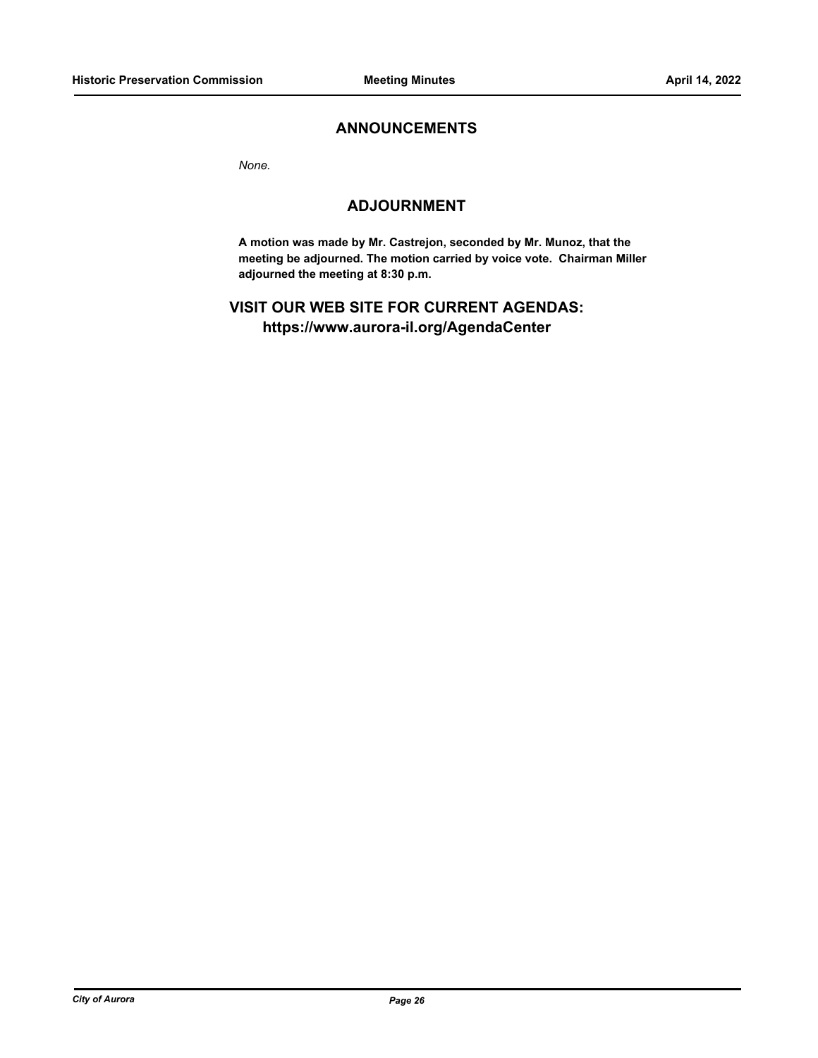## ANNOUNCEMENTS

*None.*

## ADJOURNMENT

**A motion was made by Mr. Castrejon, seconded by Mr. Munoz, that the meeting be adjourned. The motion carried by voice vote. Chairman Miller adjourned the meeting at 8:30 p.m.**

**VISIT OUR WEB SITE FOR CURRENT AGENDAS:**
**https://www.aurora-il.org/AgendaCenter**